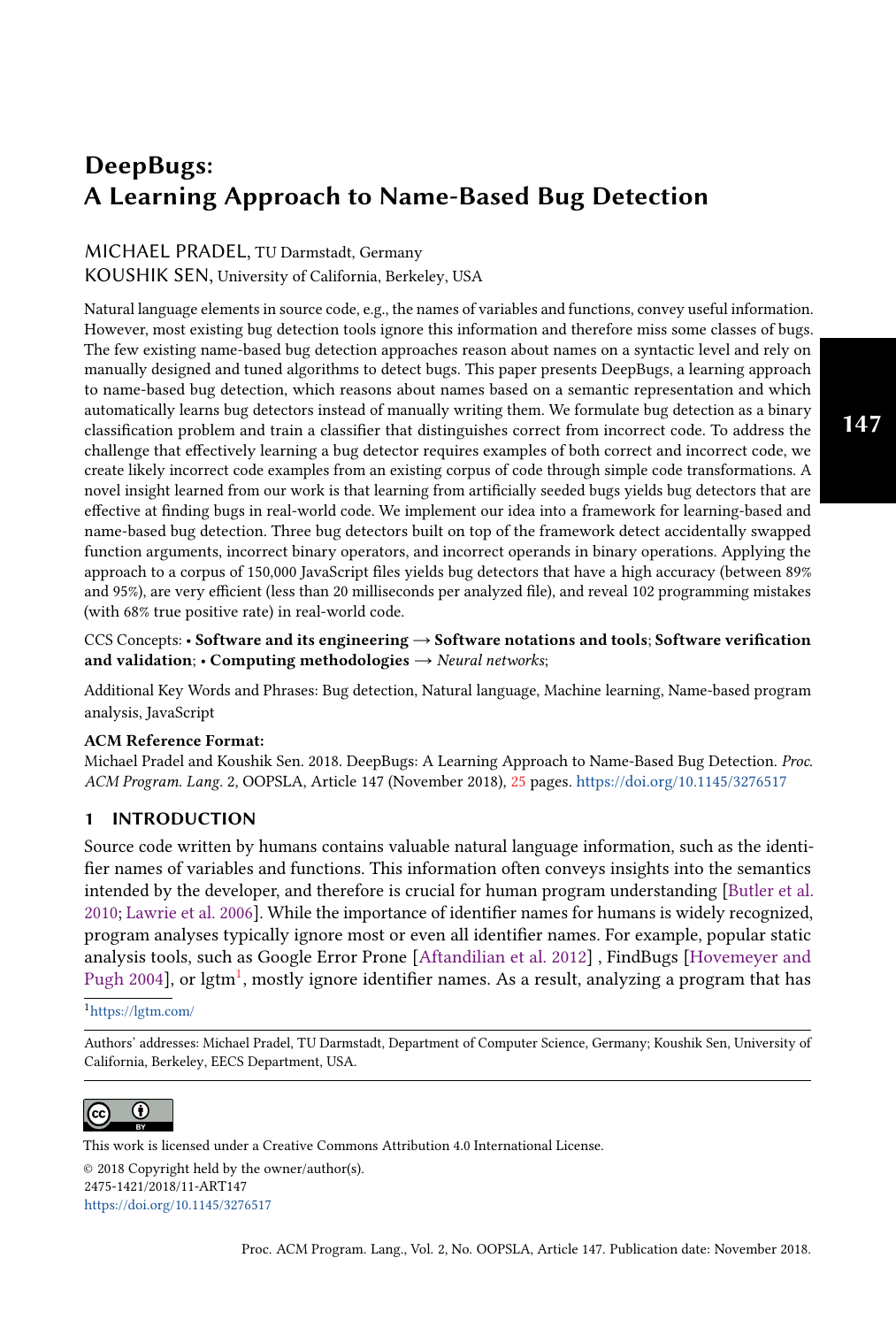# DeepBugs: A Learning Approach to Name-Based Bug Detection

MICHAEL PRADEL, TU Darmstadt, Germany
KOUSHIK SEN, University of California, Berkeley, USA

Natural language elements in source code, e.g., the names of variables and functions, convey useful information. However, most existing bug detection tools ignore this information and therefore miss some classes of bugs. The few existing name-based bug detection approaches reason about names on a syntactic level and rely on manually designed and tuned algorithms to detect bugs. This paper presents DeepBugs, a learning approach to name-based bug detection, which reasons about names based on a semantic representation and which automatically learns bug detectors instead of manually writing them. We formulate bug detection as a binary classification problem and train a classifier that distinguishes correct from incorrect code. To address the challenge that effectively learning a bug detector requires examples of both correct and incorrect code, we create likely incorrect code examples from an existing corpus of code through simple code transformations. A novel insight learned from our work is that learning from artificially seeded bugs yields bug detectors that are effective at finding bugs in real-world code. We implement our idea into a framework for learning-based and name-based bug detection. Three bug detectors built on top of the framework detect accidentally swapped function arguments, incorrect binary operators, and incorrect operands in binary operations. Applying the approach to a corpus of 150,000 JavaScript files yields bug detectors that have a high accuracy (between 89% and 95%), are very efficient (less than 20 milliseconds per analyzed file), and reveal 102 programming mistakes (with 68% true positive rate) in real-world code.

CCS Concepts: • **Software and its engineering** → **Software notations and tools**; **Software verification and validation**; • **Computing methodologies** → *Neural networks*;

Additional Key Words and Phrases: Bug detection, Natural language, Machine learning, Name-based program analysis, JavaScript

**ACM Reference Format:**
Michael Pradel and Koushik Sen. 2018. DeepBugs: A Learning Approach to Name-Based Bug Detection. *Proc. ACM Program. Lang.* 2, OOPSLA, Article 147 (November 2018), 25 pages. https://doi.org/10.1145/3276517

## 1 INTRODUCTION

Source code written by humans contains valuable natural language information, such as the identifier names of variables and functions. This information often conveys insights into the semantics intended by the developer, and therefore is crucial for human program understanding [Butler et al. 2010; Lawrie et al. 2006]. While the importance of identifier names for humans is widely recognized, program analyses typically ignore most or even all identifier names. For example, popular static analysis tools, such as Google Error Prone [Aftandilian et al. 2012] , FindBugs [Hovemeyer and Pugh 2004], or lgtm[1], mostly ignore identifier names. As a result, analyzing a program that has

[1] https://lgtm.com/

Authors' addresses: Michael Pradel, TU Darmstadt, Department of Computer Science, Germany; Koushik Sen, University of California, Berkeley, EECS Department, USA.

This work is licensed under a Creative Commons Attribution 4.0 International License.
© 2018 Copyright held by the owner/author(s).
2475-1421/2018/11-ART147
https://doi.org/10.1145/3276517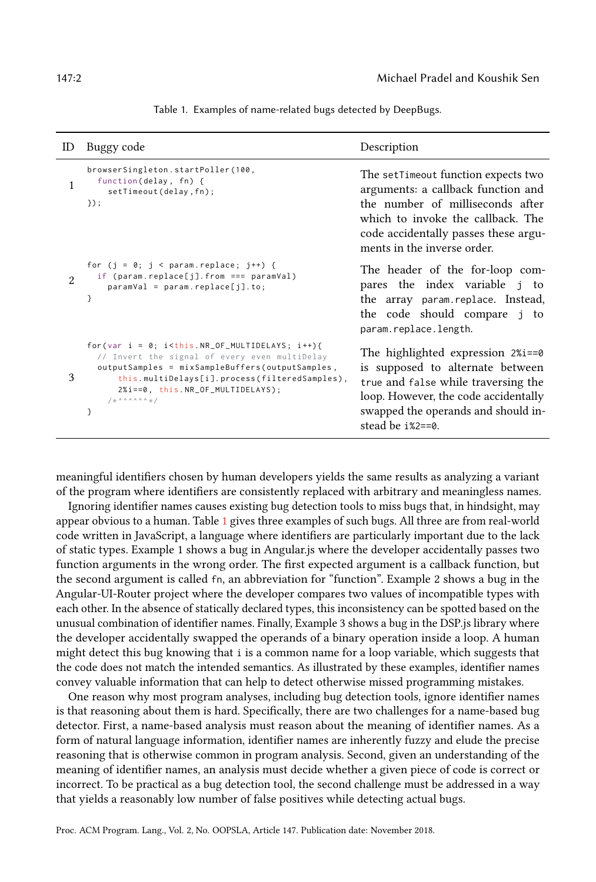Table 1. Examples of name-related bugs detected by DeepBugs.

| ID | Buggy code | Description |
|---|---|---|
| 1 | `browserSingleton.startPoller(100,`<br>`  function(delay, fn) {`<br>`    setTimeout(delay,fn);`<br>`});` | The `setTimeout` function expects two arguments: a callback function and the number of milliseconds after which to invoke the callback. The code accidentally passes these arguments in the inverse order. |
| 2 | `for (j = 0; j < param.replace; j++) {`<br>`  if (param.replace[j].from === paramVal)`<br>`    paramVal = param.replace[j].to;`<br>`}` | The header of the for-loop compares the index variable `j` to the array `param.replace`. Instead, the code should compare `j` to `param.replace.length`. |
| 3 | `for(var i = 0; i<this.NR_OF_MULTIDELAYS; i++){`<br>`  // Invert the signal of every even multiDelay`<br>`  outputSamples = mixSampleBuffers(outputSamples,`<br>`      this.multiDelays[i].process(filteredSamples),`<br>`      2%i==0, this.NR_OF_MULTIDELAYS);`<br>`    /*^^^^^^^*/`<br>`}` | The highlighted expression `2%i==0` is supposed to alternate between `true` and `false` while traversing the loop. However, the code accidentally swapped the operands and should instead be `i%2==0`. |

meaningful identifiers chosen by human developers yields the same results as analyzing a variant of the program where identifiers are consistently replaced with arbitrary and meaningless names.

Ignoring identifier names causes existing bug detection tools to miss bugs that, in hindsight, may appear obvious to a human. Table 1 gives three examples of such bugs. All three are from real-world code written in JavaScript, a language where identifiers are particularly important due to the lack of static types. Example 1 shows a bug in Angular.js where the developer accidentally passes two function arguments in the wrong order. The first expected argument is a callback function, but the second argument is called `fn`, an abbreviation for "function". Example 2 shows a bug in the Angular-UI-Router project where the developer compares two values of incompatible types with each other. In the absence of statically declared types, this inconsistency can be spotted based on the unusual combination of identifier names. Finally, Example 3 shows a bug in the DSP.js library where the developer accidentally swapped the operands of a binary operation inside a loop. A human might detect this bug knowing that `i` is a common name for a loop variable, which suggests that the code does not match the intended semantics. As illustrated by these examples, identifier names convey valuable information that can help to detect otherwise missed programming mistakes.

One reason why most program analyses, including bug detection tools, ignore identifier names is that reasoning about them is hard. Specifically, there are two challenges for a name-based bug detector. First, a name-based analysis must reason about the meaning of identifier names. As a form of natural language information, identifier names are inherently fuzzy and elude the precise reasoning that is otherwise common in program analysis. Second, given an understanding of the meaning of identifier names, an analysis must decide whether a given piece of code is correct or incorrect. To be practical as a bug detection tool, the second challenge must be addressed in a way that yields a reasonably low number of false positives while detecting actual bugs.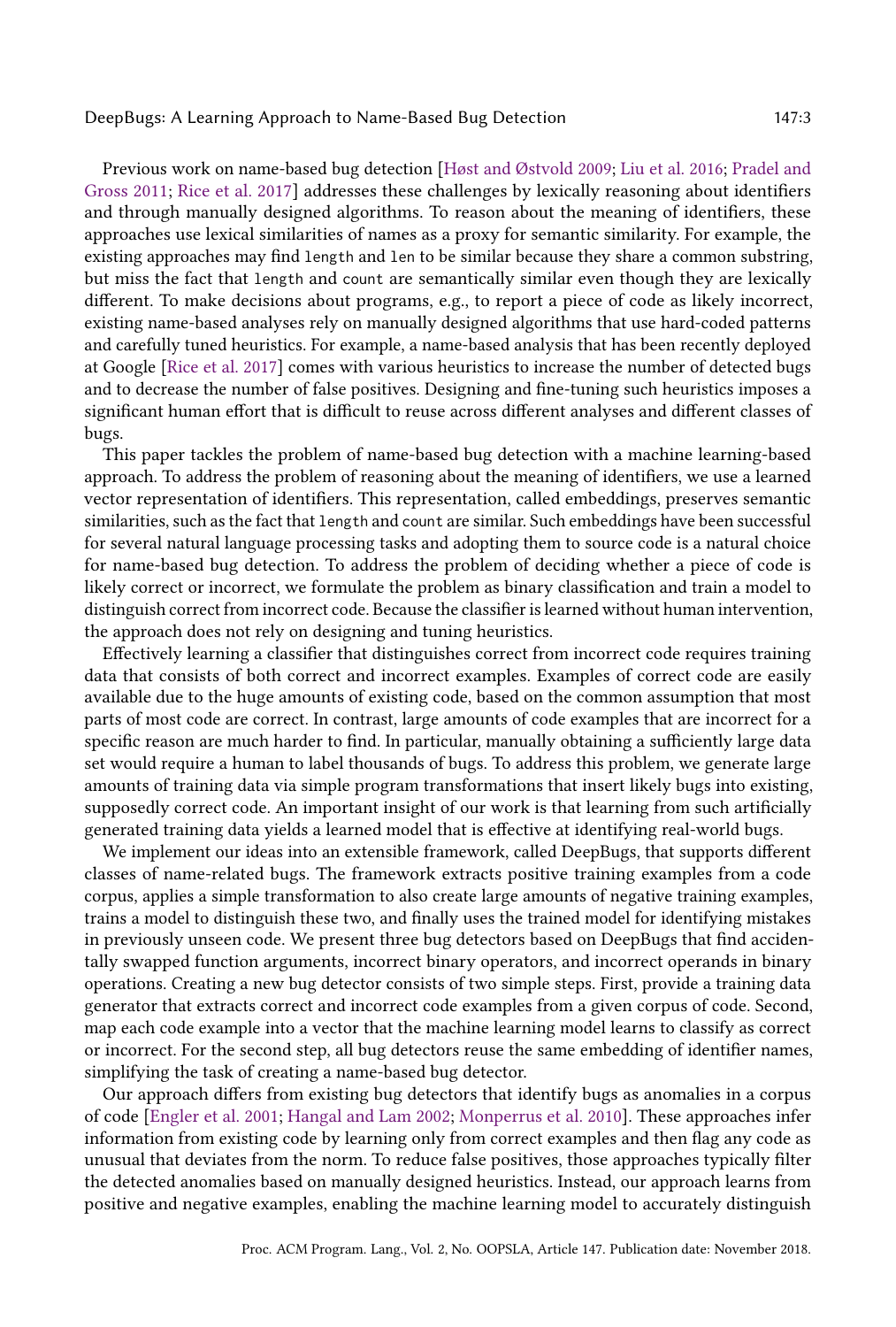Previous work on name-based bug detection [Høst and Østvold 2009; Liu et al. 2016; Pradel and Gross 2011; Rice et al. 2017] addresses these challenges by lexically reasoning about identifiers and through manually designed algorithms. To reason about the meaning of identifiers, these approaches use lexical similarities of names as a proxy for semantic similarity. For example, the existing approaches may find `length` and `len` to be similar because they share a common substring, but miss the fact that `length` and `count` are semantically similar even though they are lexically different. To make decisions about programs, e.g., to report a piece of code as likely incorrect, existing name-based analyses rely on manually designed algorithms that use hard-coded patterns and carefully tuned heuristics. For example, a name-based analysis that has been recently deployed at Google [Rice et al. 2017] comes with various heuristics to increase the number of detected bugs and to decrease the number of false positives. Designing and fine-tuning such heuristics imposes a significant human effort that is difficult to reuse across different analyses and different classes of bugs.

This paper tackles the problem of name-based bug detection with a machine learning-based approach. To address the problem of reasoning about the meaning of identifiers, we use a learned vector representation of identifiers. This representation, called embeddings, preserves semantic similarities, such as the fact that `length` and `count` are similar. Such embeddings have been successful for several natural language processing tasks and adopting them to source code is a natural choice for name-based bug detection. To address the problem of deciding whether a piece of code is likely correct or incorrect, we formulate the problem as binary classification and train a model to distinguish correct from incorrect code. Because the classifier is learned without human intervention, the approach does not rely on designing and tuning heuristics.

Effectively learning a classifier that distinguishes correct from incorrect code requires training data that consists of both correct and incorrect examples. Examples of correct code are easily available due to the huge amounts of existing code, based on the common assumption that most parts of most code are correct. In contrast, large amounts of code examples that are incorrect for a specific reason are much harder to find. In particular, manually obtaining a sufficiently large data set would require a human to label thousands of bugs. To address this problem, we generate large amounts of training data via simple program transformations that insert likely bugs into existing, supposedly correct code. An important insight of our work is that learning from such artificially generated training data yields a learned model that is effective at identifying real-world bugs.

We implement our ideas into an extensible framework, called DeepBugs, that supports different classes of name-related bugs. The framework extracts positive training examples from a code corpus, applies a simple transformation to also create large amounts of negative training examples, trains a model to distinguish these two, and finally uses the trained model for identifying mistakes in previously unseen code. We present three bug detectors based on DeepBugs that find accidentally swapped function arguments, incorrect binary operators, and incorrect operands in binary operations. Creating a new bug detector consists of two simple steps. First, provide a training data generator that extracts correct and incorrect code examples from a given corpus of code. Second, map each code example into a vector that the machine learning model learns to classify as correct or incorrect. For the second step, all bug detectors reuse the same embedding of identifier names, simplifying the task of creating a name-based bug detector.

Our approach differs from existing bug detectors that identify bugs as anomalies in a corpus of code [Engler et al. 2001; Hangal and Lam 2002; Monperrus et al. 2010]. These approaches infer information from existing code by learning only from correct examples and then flag any code as unusual that deviates from the norm. To reduce false positives, those approaches typically filter the detected anomalies based on manually designed heuristics. Instead, our approach learns from positive and negative examples, enabling the machine learning model to accurately distinguish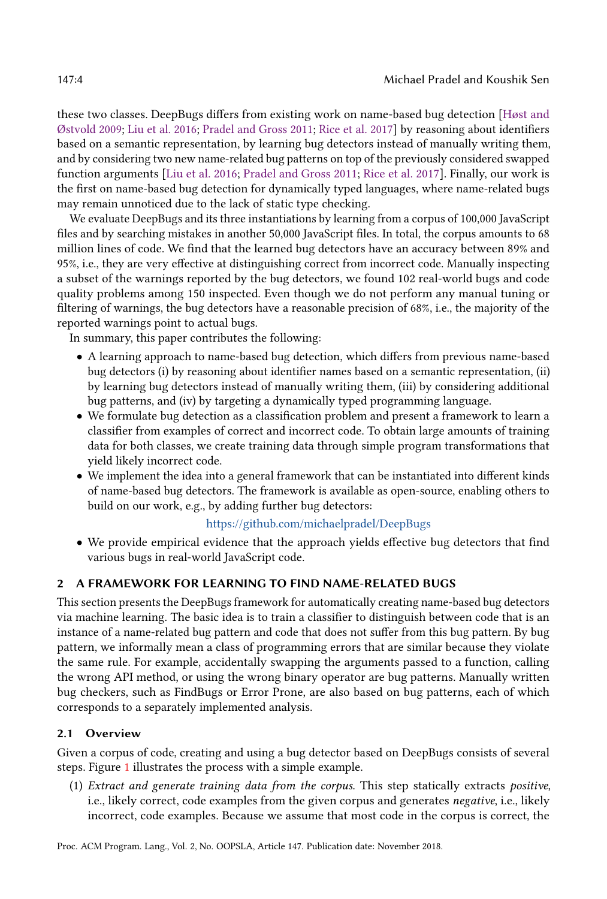these two classes. DeepBugs differs from existing work on name-based bug detection [Høst and Østvold 2009; Liu et al. 2016; Pradel and Gross 2011; Rice et al. 2017] by reasoning about identifiers based on a semantic representation, by learning bug detectors instead of manually writing them, and by considering two new name-related bug patterns on top of the previously considered swapped function arguments [Liu et al. 2016; Pradel and Gross 2011; Rice et al. 2017]. Finally, our work is the first on name-based bug detection for dynamically typed languages, where name-related bugs may remain unnoticed due to the lack of static type checking.

We evaluate DeepBugs and its three instantiations by learning from a corpus of 100,000 JavaScript files and by searching mistakes in another 50,000 JavaScript files. In total, the corpus amounts to 68 million lines of code. We find that the learned bug detectors have an accuracy between 89% and 95%, i.e., they are very effective at distinguishing correct from incorrect code. Manually inspecting a subset of the warnings reported by the bug detectors, we found 102 real-world bugs and code quality problems among 150 inspected. Even though we do not perform any manual tuning or filtering of warnings, the bug detectors have a reasonable precision of 68%, i.e., the majority of the reported warnings point to actual bugs.

In summary, this paper contributes the following:

- A learning approach to name-based bug detection, which differs from previous name-based bug detectors (i) by reasoning about identifier names based on a semantic representation, (ii) by learning bug detectors instead of manually writing them, (iii) by considering additional bug patterns, and (iv) by targeting a dynamically typed programming language.
- We formulate bug detection as a classification problem and present a framework to learn a classifier from examples of correct and incorrect code. To obtain large amounts of training data for both classes, we create training data through simple program transformations that yield likely incorrect code.
- We implement the idea into a general framework that can be instantiated into different kinds of name-based bug detectors. The framework is available as open-source, enabling others to build on our work, e.g., by adding further bug detectors:

  https://github.com/michaelpradel/DeepBugs

- We provide empirical evidence that the approach yields effective bug detectors that find various bugs in real-world JavaScript code.

## 2 A FRAMEWORK FOR LEARNING TO FIND NAME-RELATED BUGS

This section presents the DeepBugs framework for automatically creating name-based bug detectors via machine learning. The basic idea is to train a classifier to distinguish between code that is an instance of a name-related bug pattern and code that does not suffer from this bug pattern. By bug pattern, we informally mean a class of programming errors that are similar because they violate the same rule. For example, accidentally swapping the arguments passed to a function, calling the wrong API method, or using the wrong binary operator are bug patterns. Manually written bug checkers, such as FindBugs or Error Prone, are also based on bug patterns, each of which corresponds to a separately implemented analysis.

### 2.1 Overview

Given a corpus of code, creating and using a bug detector based on DeepBugs consists of several steps. Figure 1 illustrates the process with a simple example.

(1) *Extract and generate training data from the corpus.* This step statically extracts *positive*, i.e., likely correct, code examples from the given corpus and generates *negative*, i.e., likely incorrect, code examples. Because we assume that most code in the corpus is correct, the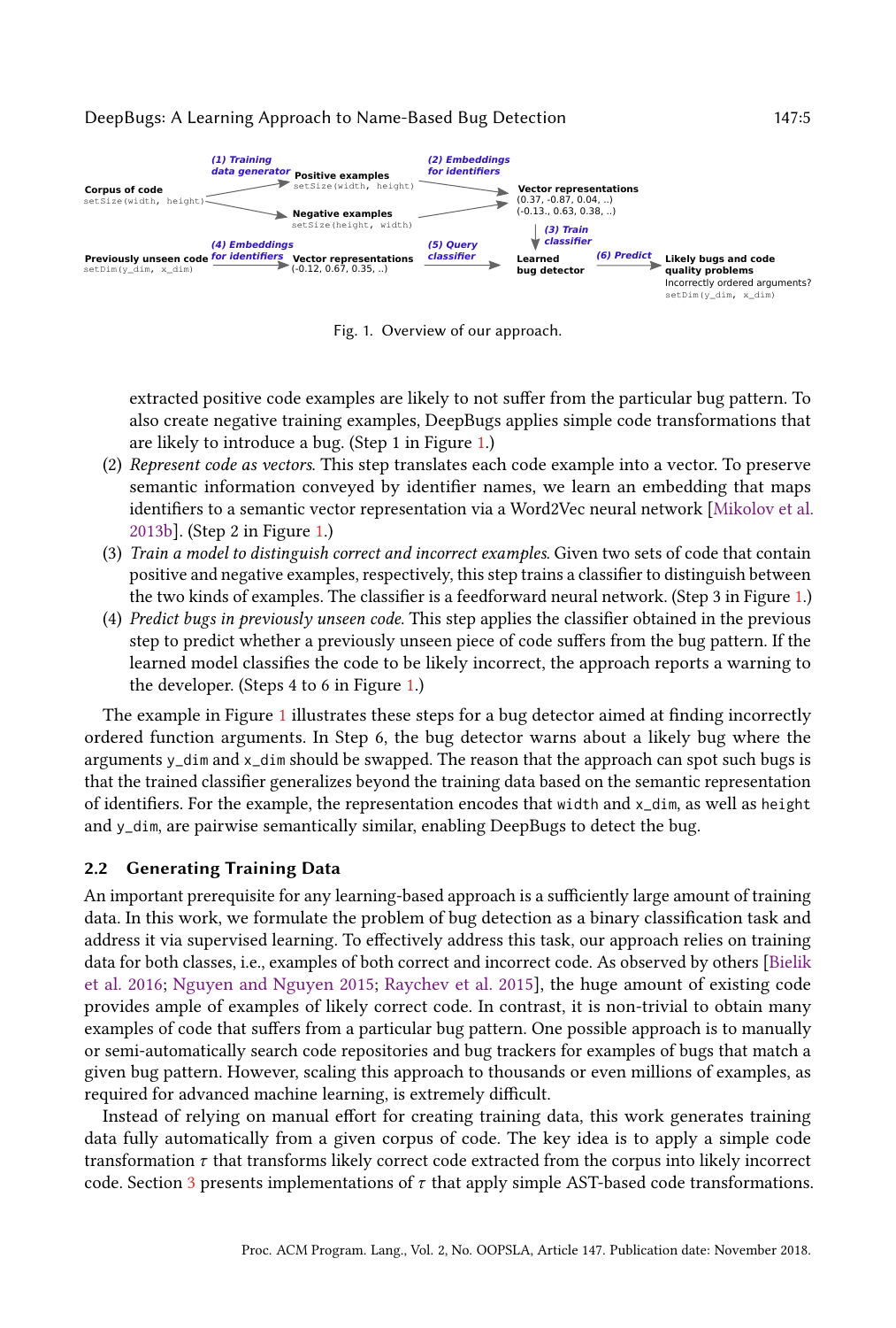(1) Training data generator

Corpus of code `setSize(width, height)` → Positive examples `setSize(width, height)` ; Negative examples `setSize(height, width)`

(2) Embeddings for identifiers → Vector representations (0.37, -0.87, 0.04, ..) (-0.13., 0.63, 0.38, ..)

(3) Train classifier → Learned bug detector

Previously unseen code `setDim(y_dim, x_dim)` → (4) Embeddings for identifiers → Vector representations (-0.12, 0.67, 0.35, ..) → (5) Query classifier → Learned bug detector → (6) Predict → Likely bugs and code quality problems: Incorrectly ordered arguments? `setDim(y_dim, x_dim)`

Fig. 1. Overview of our approach.

extracted positive code examples are likely to not suffer from the particular bug pattern. To also create negative training examples, DeepBugs applies simple code transformations that are likely to introduce a bug. (Step 1 in Figure 1.)

(2) *Represent code as vectors.* This step translates each code example into a vector. To preserve semantic information conveyed by identifier names, we learn an embedding that maps identifiers to a semantic vector representation via a Word2Vec neural network [Mikolov et al. 2013b]. (Step 2 in Figure 1.)
(3) *Train a model to distinguish correct and incorrect examples.* Given two sets of code that contain positive and negative examples, respectively, this step trains a classifier to distinguish between the two kinds of examples. The classifier is a feedforward neural network. (Step 3 in Figure 1.)
(4) *Predict bugs in previously unseen code.* This step applies the classifier obtained in the previous step to predict whether a previously unseen piece of code suffers from the bug pattern. If the learned model classifies the code to be likely incorrect, the approach reports a warning to the developer. (Steps 4 to 6 in Figure 1.)

The example in Figure 1 illustrates these steps for a bug detector aimed at finding incorrectly ordered function arguments. In Step 6, the bug detector warns about a likely bug where the arguments `y_dim` and `x_dim` should be swapped. The reason that the approach can spot such bugs is that the trained classifier generalizes beyond the training data based on the semantic representation of identifiers. For the example, the representation encodes that `width` and `x_dim`, as well as `height` and `y_dim`, are pairwise semantically similar, enabling DeepBugs to detect the bug.

### 2.2 Generating Training Data

An important prerequisite for any learning-based approach is a sufficiently large amount of training data. In this work, we formulate the problem of bug detection as a binary classification task and address it via supervised learning. To effectively address this task, our approach relies on training data for both classes, i.e., examples of both correct and incorrect code. As observed by others [Bielik et al. 2016; Nguyen and Nguyen 2015; Raychev et al. 2015], the huge amount of existing code provides ample of examples of likely correct code. In contrast, it is non-trivial to obtain many examples of code that suffers from a particular bug pattern. One possible approach is to manually or semi-automatically search code repositories and bug trackers for examples of bugs that match a given bug pattern. However, scaling this approach to thousands or even millions of examples, as required for advanced machine learning, is extremely difficult.

Instead of relying on manual effort for creating training data, this work generates training data fully automatically from a given corpus of code. The key idea is to apply a simple code transformation $\tau$ that transforms likely correct code extracted from the corpus into likely incorrect code. Section 3 presents implementations of $\tau$ that apply simple AST-based code transformations.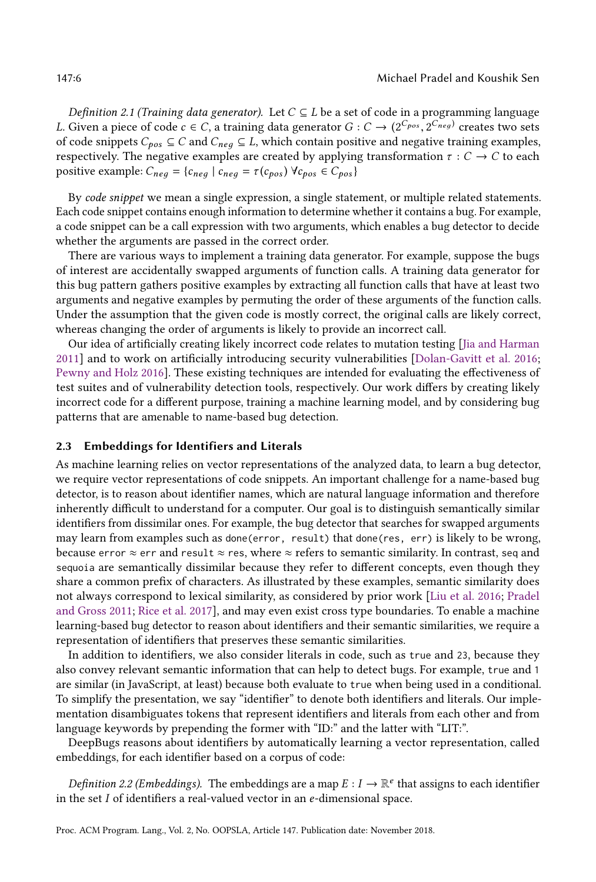*Definition 2.1 (Training data generator).* Let $C \subseteq L$ be a set of code in a programming language $L$. Given a piece of code $c \in C$, a training data generator $G : C \rightarrow (2^{C_{pos}}, 2^{C_{neg}})$ creates two sets of code snippets $C_{pos} \subseteq C$ and $C_{neg} \subseteq L$, which contain positive and negative training examples, respectively. The negative examples are created by applying transformation $\tau : C \rightarrow C$ to each positive example: $C_{neg} = \{c_{neg} \mid c_{neg} = \tau(c_{pos})\ \forall c_{pos} \in C_{pos}\}$

By *code snippet* we mean a single expression, a single statement, or multiple related statements. Each code snippet contains enough information to determine whether it contains a bug. For example, a code snippet can be a call expression with two arguments, which enables a bug detector to decide whether the arguments are passed in the correct order.

There are various ways to implement a training data generator. For example, suppose the bugs of interest are accidentally swapped arguments of function calls. A training data generator for this bug pattern gathers positive examples by extracting all function calls that have at least two arguments and negative examples by permuting the order of these arguments of the function calls. Under the assumption that the given code is mostly correct, the original calls are likely correct, whereas changing the order of arguments is likely to provide an incorrect call.

Our idea of artificially creating likely incorrect code relates to mutation testing [Jia and Harman 2011] and to work on artificially introducing security vulnerabilities [Dolan-Gavitt et al. 2016; Pewny and Holz 2016]. These existing techniques are intended for evaluating the effectiveness of test suites and of vulnerability detection tools, respectively. Our work differs by creating likely incorrect code for a different purpose, training a machine learning model, and by considering bug patterns that are amenable to name-based bug detection.

### 2.3 Embeddings for Identifiers and Literals

As machine learning relies on vector representations of the analyzed data, to learn a bug detector, we require vector representations of code snippets. An important challenge for a name-based bug detector, is to reason about identifier names, which are natural language information and therefore inherently difficult to understand for a computer. Our goal is to distinguish semantically similar identifiers from dissimilar ones. For example, the bug detector that searches for swapped arguments may learn from examples such as `done(error, result)` that `done(res, err)` is likely to be wrong, because `error` $\approx$ `err` and `result` $\approx$ `res`, where $\approx$ refers to semantic similarity. In contrast, `seq` and `sequoia` are semantically dissimilar because they refer to different concepts, even though they share a common prefix of characters. As illustrated by these examples, semantic similarity does not always correspond to lexical similarity, as considered by prior work [Liu et al. 2016; Pradel and Gross 2011; Rice et al. 2017], and may even exist cross type boundaries. To enable a machine learning-based bug detector to reason about identifiers and their semantic similarities, we require a representation of identifiers that preserves these semantic similarities.

In addition to identifiers, we also consider literals in code, such as `true` and `23`, because they also convey relevant semantic information that can help to detect bugs. For example, `true` and `1` are similar (in JavaScript, at least) because both evaluate to `true` when being used in a conditional. To simplify the presentation, we say "identifier" to denote both identifiers and literals. Our implementation disambiguates tokens that represent identifiers and literals from each other and from language keywords by prepending the former with "ID:" and the latter with "LIT:".

DeepBugs reasons about identifiers by automatically learning a vector representation, called embeddings, for each identifier based on a corpus of code:

*Definition 2.2 (Embeddings).* The embeddings are a map $E : I \rightarrow \mathbb{R}^e$ that assigns to each identifier in the set $I$ of identifiers a real-valued vector in an $e$-dimensional space.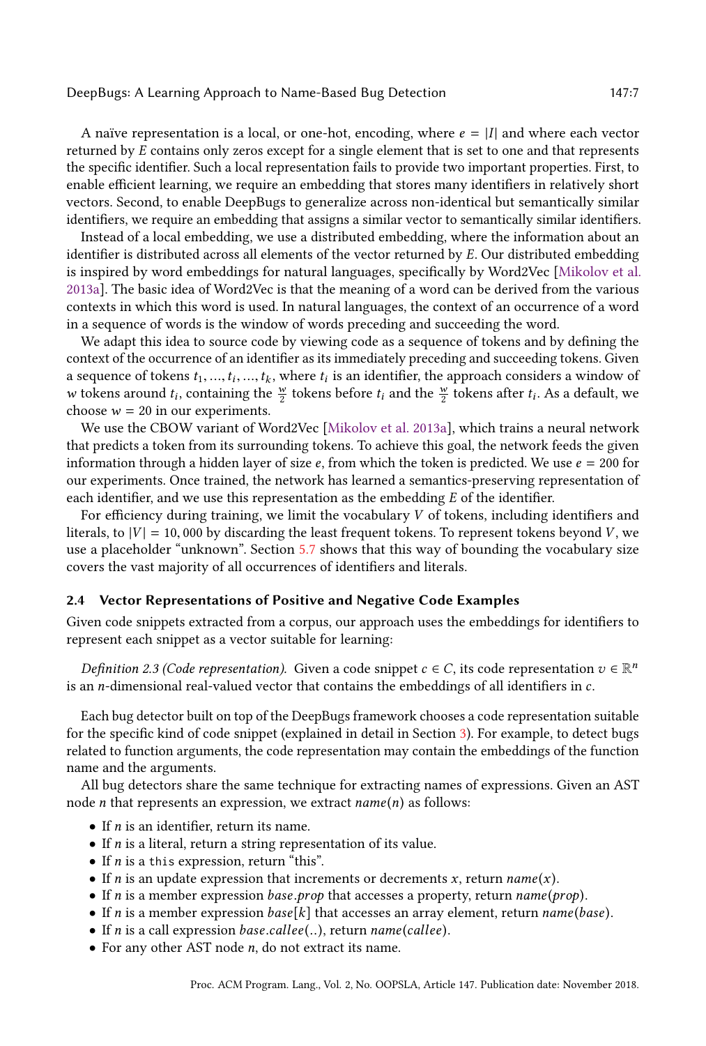A naïve representation is a local, or one-hot, encoding, where $e = |I|$ and where each vector returned by $E$ contains only zeros except for a single element that is set to one and that represents the specific identifier. Such a local representation fails to provide two important properties. First, to enable efficient learning, we require an embedding that stores many identifiers in relatively short vectors. Second, to enable DeepBugs to generalize across non-identical but semantically similar identifiers, we require an embedding that assigns a similar vector to semantically similar identifiers.

Instead of a local embedding, we use a distributed embedding, where the information about an identifier is distributed across all elements of the vector returned by $E$. Our distributed embedding is inspired by word embeddings for natural languages, specifically by Word2Vec [Mikolov et al. 2013a]. The basic idea of Word2Vec is that the meaning of a word can be derived from the various contexts in which this word is used. In natural languages, the context of an occurrence of a word in a sequence of words is the window of words preceding and succeeding the word.

We adapt this idea to source code by viewing code as a sequence of tokens and by defining the context of the occurrence of an identifier as its immediately preceding and succeeding tokens. Given a sequence of tokens $t_1, ..., t_i, ..., t_k$, where $t_i$ is an identifier, the approach considers a window of $w$ tokens around $t_i$, containing the $\frac{w}{2}$ tokens before $t_i$ and the $\frac{w}{2}$ tokens after $t_i$. As a default, we choose $w = 20$ in our experiments.

We use the CBOW variant of Word2Vec [Mikolov et al. 2013a], which trains a neural network that predicts a token from its surrounding tokens. To achieve this goal, the network feeds the given information through a hidden layer of size $e$, from which the token is predicted. We use $e = 200$ for our experiments. Once trained, the network has learned a semantics-preserving representation of each identifier, and we use this representation as the embedding $E$ of the identifier.

For efficiency during training, we limit the vocabulary $V$ of tokens, including identifiers and literals, to $|V| = 10,000$ by discarding the least frequent tokens. To represent tokens beyond $V$, we use a placeholder "unknown". Section 5.7 shows that this way of bounding the vocabulary size covers the vast majority of all occurrences of identifiers and literals.

### 2.4 Vector Representations of Positive and Negative Code Examples

Given code snippets extracted from a corpus, our approach uses the embeddings for identifiers to represent each snippet as a vector suitable for learning:

*Definition 2.3 (Code representation).* Given a code snippet $c \in C$, its code representation $v \in \mathbb{R}^n$ is an $n$-dimensional real-valued vector that contains the embeddings of all identifiers in $c$.

Each bug detector built on top of the DeepBugs framework chooses a code representation suitable for the specific kind of code snippet (explained in detail in Section 3). For example, to detect bugs related to function arguments, the code representation may contain the embeddings of the function name and the arguments.

All bug detectors share the same technique for extracting names of expressions. Given an AST node $n$ that represents an expression, we extract $name(n)$ as follows:

- If $n$ is an identifier, return its name.
- If $n$ is a literal, return a string representation of its value.
- If $n$ is a `this` expression, return "this".
- If $n$ is an update expression that increments or decrements $x$, return $name(x)$.
- If $n$ is a member expression $base.prop$ that accesses a property, return $name(prop)$.
- If $n$ is a member expression $base[k]$ that accesses an array element, return $name(base)$.
- If $n$ is a call expression $base.callee(..)$, return $name(callee)$.
- For any other AST node $n$, do not extract its name.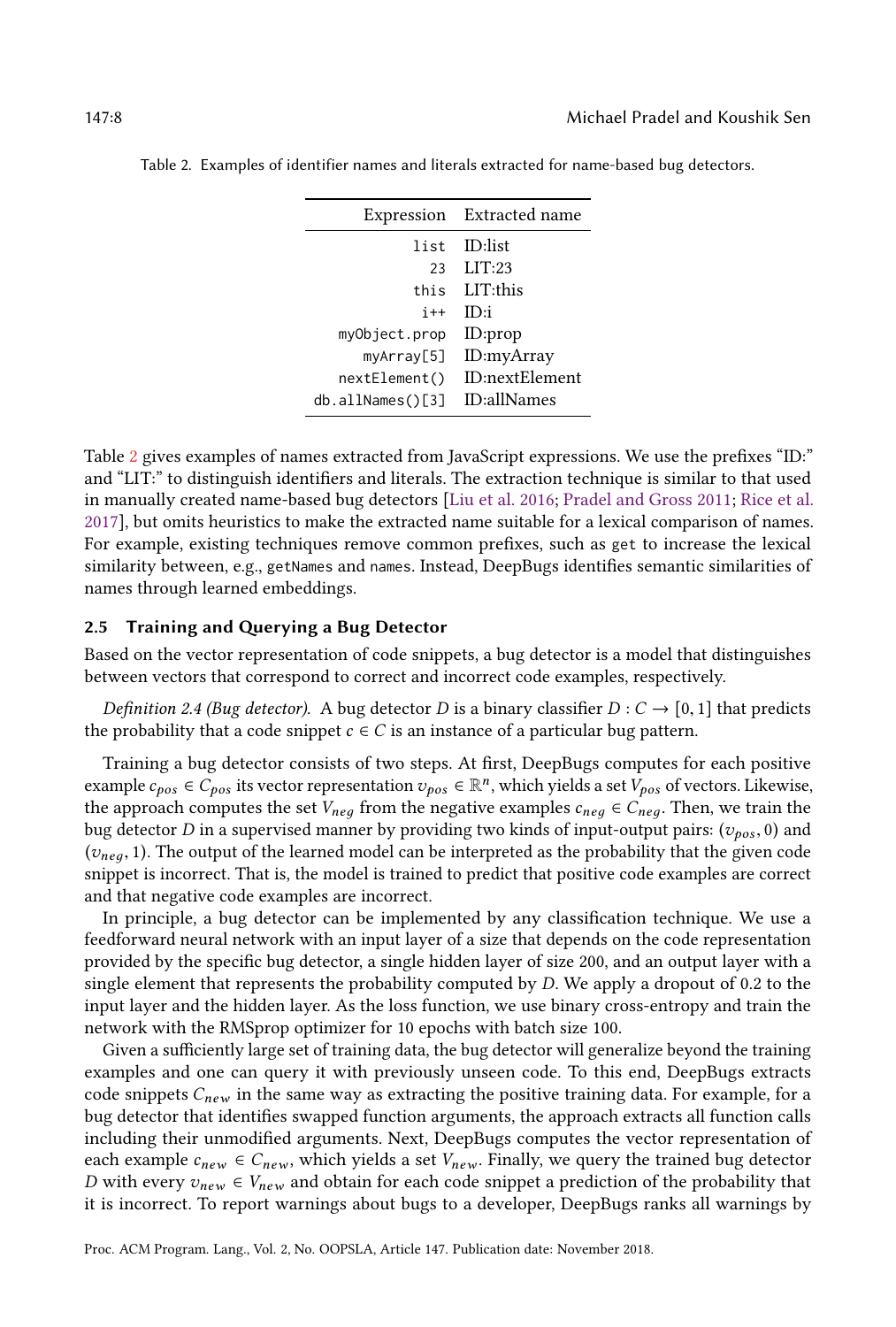Table 2. Examples of identifier names and literals extracted for name-based bug detectors.

| Expression | Extracted name |
|---:|---|
| `list` | ID:list |
| `23` | LIT:23 |
| `this` | LIT:this |
| `i++` | ID:i |
| `myObject.prop` | ID:prop |
| `myArray[5]` | ID:myArray |
| `nextElement()` | ID:nextElement |
| `db.allNames()[3]` | ID:allNames |

Table 2 gives examples of names extracted from JavaScript expressions. We use the prefixes "ID:" and "LIT:" to distinguish identifiers and literals. The extraction technique is similar to that used in manually created name-based bug detectors [Liu et al. 2016; Pradel and Gross 2011; Rice et al. 2017], but omits heuristics to make the extracted name suitable for a lexical comparison of names. For example, existing techniques remove common prefixes, such as `get` to increase the lexical similarity between, e.g., `getNames` and `names`. Instead, DeepBugs identifies semantic similarities of names through learned embeddings.

### 2.5 Training and Querying a Bug Detector

Based on the vector representation of code snippets, a bug detector is a model that distinguishes between vectors that correspond to correct and incorrect code examples, respectively.

*Definition 2.4 (Bug detector).* A bug detector $D$ is a binary classifier $D : C \rightarrow [0, 1]$ that predicts the probability that a code snippet $c \in C$ is an instance of a particular bug pattern.

Training a bug detector consists of two steps. At first, DeepBugs computes for each positive example $c_{pos} \in C_{pos}$ its vector representation $v_{pos} \in \mathbb{R}^n$, which yields a set $V_{pos}$ of vectors. Likewise, the approach computes the set $V_{neg}$ from the negative examples $c_{neg} \in C_{neg}$. Then, we train the bug detector $D$ in a supervised manner by providing two kinds of input-output pairs: $(v_{pos}, 0)$ and $(v_{neg}, 1)$. The output of the learned model can be interpreted as the probability that the given code snippet is incorrect. That is, the model is trained to predict that positive code examples are correct and that negative code examples are incorrect.

In principle, a bug detector can be implemented by any classification technique. We use a feedforward neural network with an input layer of a size that depends on the code representation provided by the specific bug detector, a single hidden layer of size 200, and an output layer with a single element that represents the probability computed by $D$. We apply a dropout of 0.2 to the input layer and the hidden layer. As the loss function, we use binary cross-entropy and train the network with the RMSprop optimizer for 10 epochs with batch size 100.

Given a sufficiently large set of training data, the bug detector will generalize beyond the training examples and one can query it with previously unseen code. To this end, DeepBugs extracts code snippets $C_{new}$ in the same way as extracting the positive training data. For example, for a bug detector that identifies swapped function arguments, the approach extracts all function calls including their unmodified arguments. Next, DeepBugs computes the vector representation of each example $c_{new} \in C_{new}$, which yields a set $V_{new}$. Finally, we query the trained bug detector $D$ with every $v_{new} \in V_{new}$ and obtain for each code snippet a prediction of the probability that it is incorrect. To report warnings about bugs to a developer, DeepBugs ranks all warnings by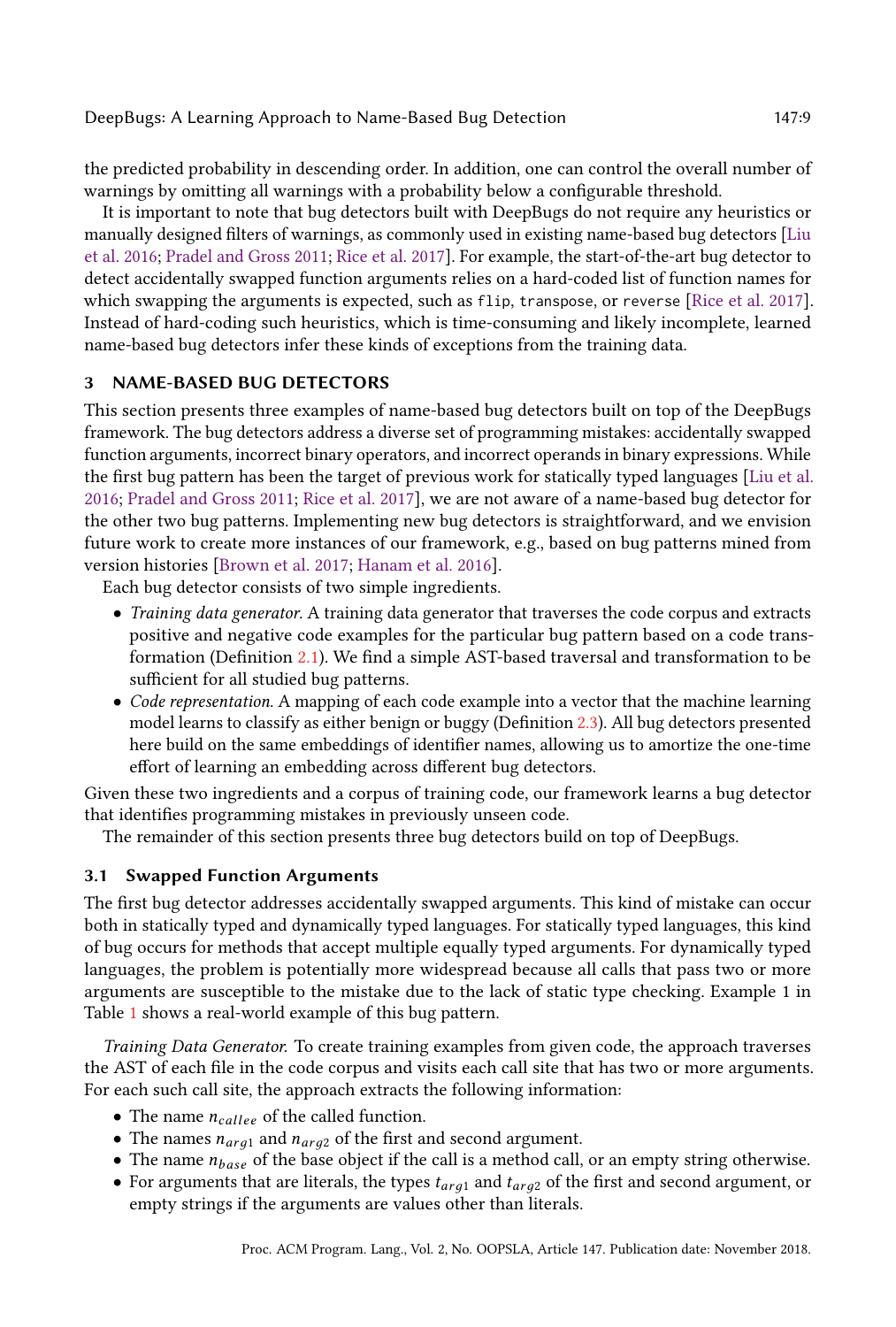the predicted probability in descending order. In addition, one can control the overall number of warnings by omitting all warnings with a probability below a configurable threshold.

It is important to note that bug detectors built with DeepBugs do not require any heuristics or manually designed filters of warnings, as commonly used in existing name-based bug detectors [Liu et al. 2016; Pradel and Gross 2011; Rice et al. 2017]. For example, the start-of-the-art bug detector to detect accidentally swapped function arguments relies on a hard-coded list of function names for which swapping the arguments is expected, such as `flip`, `transpose`, or `reverse` [Rice et al. 2017]. Instead of hard-coding such heuristics, which is time-consuming and likely incomplete, learned name-based bug detectors infer these kinds of exceptions from the training data.

## 3 NAME-BASED BUG DETECTORS

This section presents three examples of name-based bug detectors built on top of the DeepBugs framework. The bug detectors address a diverse set of programming mistakes: accidentally swapped function arguments, incorrect binary operators, and incorrect operands in binary expressions. While the first bug pattern has been the target of previous work for statically typed languages [Liu et al. 2016; Pradel and Gross 2011; Rice et al. 2017], we are not aware of a name-based bug detector for the other two bug patterns. Implementing new bug detectors is straightforward, and we envision future work to create more instances of our framework, e.g., based on bug patterns mined from version histories [Brown et al. 2017; Hanam et al. 2016].

Each bug detector consists of two simple ingredients.

- *Training data generator.* A training data generator that traverses the code corpus and extracts positive and negative code examples for the particular bug pattern based on a code transformation (Definition 2.1). We find a simple AST-based traversal and transformation to be sufficient for all studied bug patterns.
- *Code representation.* A mapping of each code example into a vector that the machine learning model learns to classify as either benign or buggy (Definition 2.3). All bug detectors presented here build on the same embeddings of identifier names, allowing us to amortize the one-time effort of learning an embedding across different bug detectors.

Given these two ingredients and a corpus of training code, our framework learns a bug detector that identifies programming mistakes in previously unseen code.

The remainder of this section presents three bug detectors build on top of DeepBugs.

### 3.1 Swapped Function Arguments

The first bug detector addresses accidentally swapped arguments. This kind of mistake can occur both in statically typed and dynamically typed languages. For statically typed languages, this kind of bug occurs for methods that accept multiple equally typed arguments. For dynamically typed languages, the problem is potentially more widespread because all calls that pass two or more arguments are susceptible to the mistake due to the lack of static type checking. Example 1 in Table 1 shows a real-world example of this bug pattern.

*Training Data Generator.* To create training examples from given code, the approach traverses the AST of each file in the code corpus and visits each call site that has two or more arguments. For each such call site, the approach extracts the following information:

- The name $n_{callee}$ of the called function.
- The names $n_{arg1}$ and $n_{arg2}$ of the first and second argument.
- The name $n_{base}$ of the base object if the call is a method call, or an empty string otherwise.
- For arguments that are literals, the types $t_{arg1}$ and $t_{arg2}$ of the first and second argument, or empty strings if the arguments are values other than literals.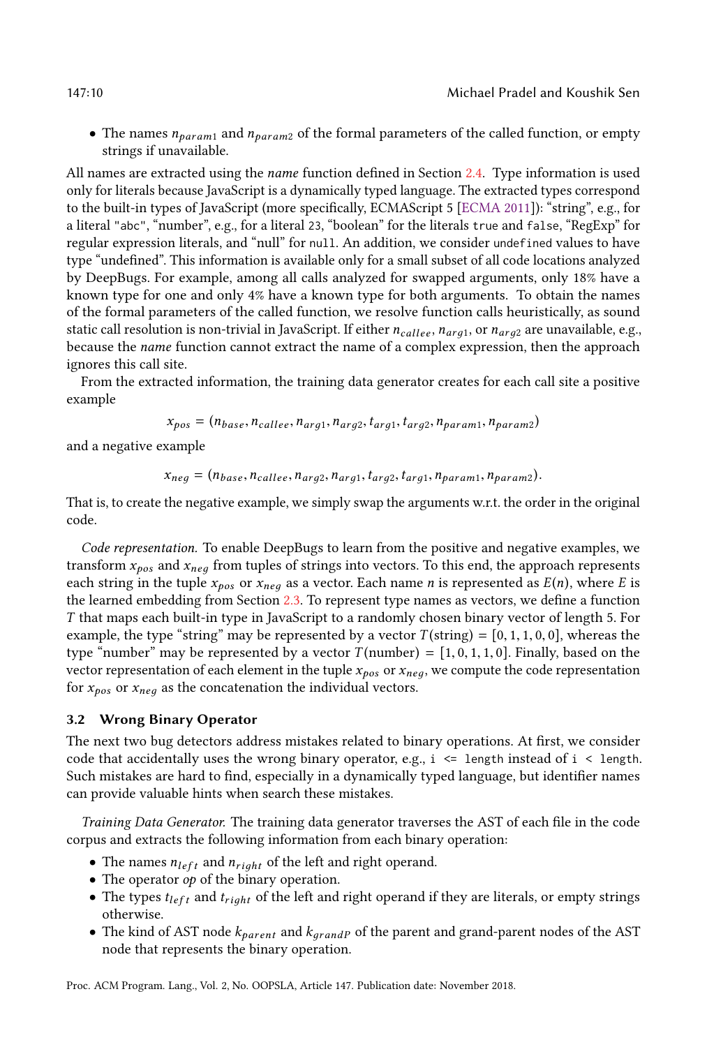- The names $n_{param1}$ and $n_{param2}$ of the formal parameters of the called function, or empty strings if unavailable.

All names are extracted using the *name* function defined in Section 2.4. Type information is used only for literals because JavaScript is a dynamically typed language. The extracted types correspond to the built-in types of JavaScript (more specifically, ECMAScript 5 [ECMA 2011]): "string", e.g., for a literal `"abc"`, "number", e.g., for a literal `23`, "boolean" for the literals `true` and `false`, "RegExp" for regular expression literals, and "null" for `null`. An addition, we consider `undefined` values to have type "undefined". This information is available only for a small subset of all code locations analyzed by DeepBugs. For example, among all calls analyzed for swapped arguments, only 18% have a known type for one and only 4% have a known type for both arguments. To obtain the names of the formal parameters of the called function, we resolve function calls heuristically, as sound static call resolution is non-trivial in JavaScript. If either $n_{callee}$, $n_{arg1}$, or $n_{arg2}$ are unavailable, e.g., because the *name* function cannot extract the name of a complex expression, then the approach ignores this call site.

From the extracted information, the training data generator creates for each call site a positive example

$$x_{pos} = (n_{base}, n_{callee}, n_{arg1}, n_{arg2}, t_{arg1}, t_{arg2}, n_{param1}, n_{param2})$$

and a negative example

$$x_{neg} = (n_{base}, n_{callee}, n_{arg2}, n_{arg1}, t_{arg2}, t_{arg1}, n_{param1}, n_{param2}).$$

That is, to create the negative example, we simply swap the arguments w.r.t. the order in the original code.

*Code representation.* To enable DeepBugs to learn from the positive and negative examples, we transform $x_{pos}$ and $x_{neg}$ from tuples of strings into vectors. To this end, the approach represents each string in the tuple $x_{pos}$ or $x_{neg}$ as a vector. Each name $n$ is represented as $E(n)$, where $E$ is the learned embedding from Section 2.3. To represent type names as vectors, we define a function $T$ that maps each built-in type in JavaScript to a randomly chosen binary vector of length 5. For example, the type "string" may be represented by a vector $T(\text{string}) = [0, 1, 1, 0, 0]$, whereas the type "number" may be represented by a vector $T(\text{number}) = [1, 0, 1, 1, 0]$. Finally, based on the vector representation of each element in the tuple $x_{pos}$ or $x_{neg}$, we compute the code representation for $x_{pos}$ or $x_{neg}$ as the concatenation the individual vectors.

### 3.2 Wrong Binary Operator

The next two bug detectors address mistakes related to binary operations. At first, we consider code that accidentally uses the wrong binary operator, e.g., `i <= length` instead of `i < length`. Such mistakes are hard to find, especially in a dynamically typed language, but identifier names can provide valuable hints when search these mistakes.

*Training Data Generator.* The training data generator traverses the AST of each file in the code corpus and extracts the following information from each binary operation:

- The names $n_{left}$ and $n_{right}$ of the left and right operand.
- The operator *op* of the binary operation.
- The types $t_{left}$ and $t_{right}$ of the left and right operand if they are literals, or empty strings otherwise.
- The kind of AST node $k_{parent}$ and $k_{grandP}$ of the parent and grand-parent nodes of the AST node that represents the binary operation.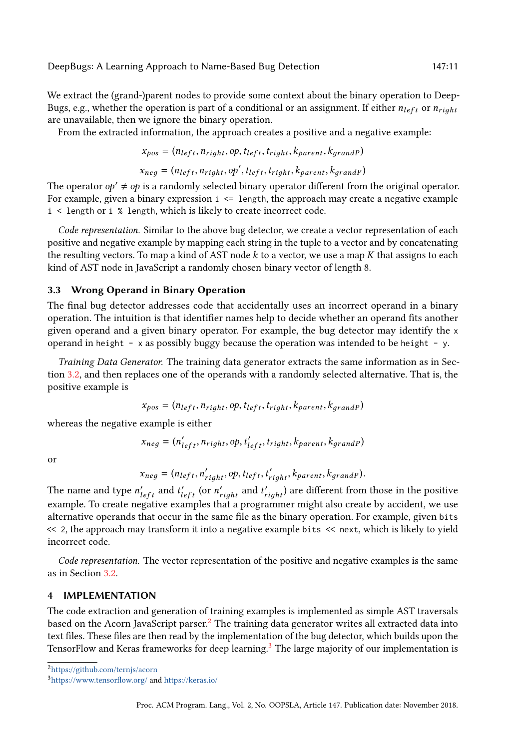We extract the (grand-)parent nodes to provide some context about the binary operation to DeepBugs, e.g., whether the operation is part of a conditional or an assignment. If either $n_{left}$ or $n_{right}$ are unavailable, then we ignore the binary operation.

From the extracted information, the approach creates a positive and a negative example:

$$x_{pos} = (n_{left}, n_{right}, op, t_{left}, t_{right}, k_{parent}, k_{grandP})$$

$$x_{neg} = (n_{left}, n_{right}, op', t_{left}, t_{right}, k_{parent}, k_{grandP})$$

The operator $op' \neq op$ is a randomly selected binary operator different from the original operator. For example, given a binary expression `i <= length`, the approach may create a negative example `i < length` or `i % length`, which is likely to create incorrect code.

*Code representation.* Similar to the above bug detector, we create a vector representation of each positive and negative example by mapping each string in the tuple to a vector and by concatenating the resulting vectors. To map a kind of AST node $k$ to a vector, we use a map $K$ that assigns to each kind of AST node in JavaScript a randomly chosen binary vector of length 8.

### 3.3 Wrong Operand in Binary Operation

The final bug detector addresses code that accidentally uses an incorrect operand in a binary operation. The intuition is that identifier names help to decide whether an operand fits another given operand and a given binary operator. For example, the bug detector may identify the `x` operand in `height - x` as possibly buggy because the operation was intended to be `height - y`.

*Training Data Generator.* The training data generator extracts the same information as in Section 3.2, and then replaces one of the operands with a randomly selected alternative. That is, the positive example is

$$x_{pos} = (n_{left}, n_{right}, op, t_{left}, t_{right}, k_{parent}, k_{grandP})$$

whereas the negative example is either

$$x_{neg} = (n'_{left}, n_{right}, op, t'_{left}, t_{right}, k_{parent}, k_{grandP})$$

or

$$x_{neg} = (n_{left}, n'_{right}, op, t_{left}, t'_{right}, k_{parent}, k_{grandP}).$$

The name and type $n'_{left}$ and $t'_{left}$ (or $n'_{right}$ and $t'_{right}$) are different from those in the positive example. To create negative examples that a programmer might also create by accident, we use alternative operands that occur in the same file as the binary operation. For example, given `bits << 2`, the approach may transform it into a negative example `bits << next`, which is likely to yield incorrect code.

*Code representation.* The vector representation of the positive and negative examples is the same as in Section 3.2.

## 4 IMPLEMENTATION

The code extraction and generation of training examples is implemented as simple AST traversals based on the Acorn JavaScript parser.[2] The training data generator writes all extracted data into text files. These files are then read by the implementation of the bug detector, which builds upon the TensorFlow and Keras frameworks for deep learning.[3] The large majority of our implementation is

[2] https://github.com/ternjs/acorn

[3] https://www.tensorflow.org/ and https://keras.io/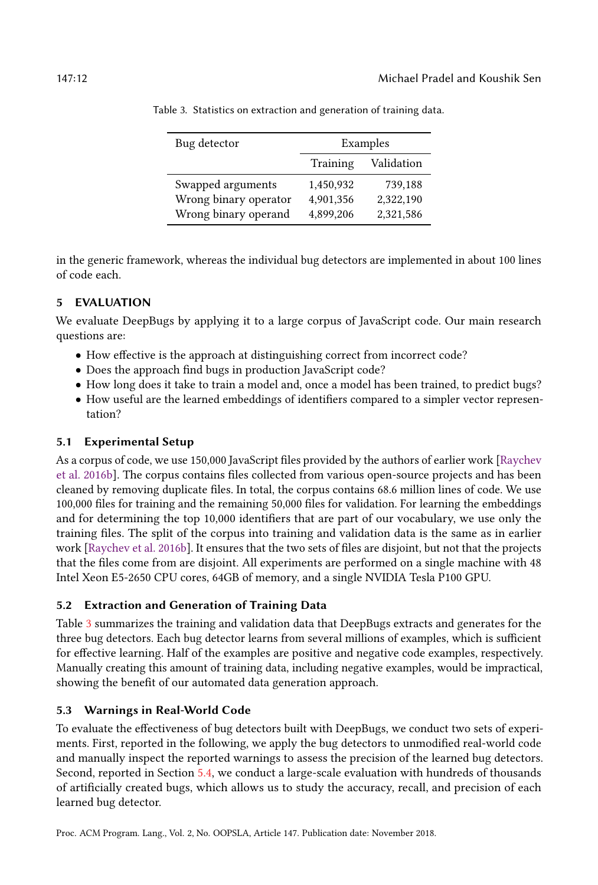Table 3. Statistics on extraction and generation of training data.

| Bug detector | Examples | |
|---|---|---|
| | Training | Validation |
| Swapped arguments | 1,450,932 | 739,188 |
| Wrong binary operator | 4,901,356 | 2,322,190 |
| Wrong binary operand | 4,899,206 | 2,321,586 |

in the generic framework, whereas the individual bug detectors are implemented in about 100 lines of code each.

## 5 EVALUATION

We evaluate DeepBugs by applying it to a large corpus of JavaScript code. Our main research questions are:

- How effective is the approach at distinguishing correct from incorrect code?
- Does the approach find bugs in production JavaScript code?
- How long does it take to train a model and, once a model has been trained, to predict bugs?
- How useful are the learned embeddings of identifiers compared to a simpler vector representation?

### 5.1 Experimental Setup

As a corpus of code, we use 150,000 JavaScript files provided by the authors of earlier work [Raychev et al. 2016b]. The corpus contains files collected from various open-source projects and has been cleaned by removing duplicate files. In total, the corpus contains 68.6 million lines of code. We use 100,000 files for training and the remaining 50,000 files for validation. For learning the embeddings and for determining the top 10,000 identifiers that are part of our vocabulary, we use only the training files. The split of the corpus into training and validation data is the same as in earlier work [Raychev et al. 2016b]. It ensures that the two sets of files are disjoint, but not that the projects that the files come from are disjoint. All experiments are performed on a single machine with 48 Intel Xeon E5-2650 CPU cores, 64GB of memory, and a single NVIDIA Tesla P100 GPU.

### 5.2 Extraction and Generation of Training Data

Table 3 summarizes the training and validation data that DeepBugs extracts and generates for the three bug detectors. Each bug detector learns from several millions of examples, which is sufficient for effective learning. Half of the examples are positive and negative code examples, respectively. Manually creating this amount of training data, including negative examples, would be impractical, showing the benefit of our automated data generation approach.

### 5.3 Warnings in Real-World Code

To evaluate the effectiveness of bug detectors built with DeepBugs, we conduct two sets of experiments. First, reported in the following, we apply the bug detectors to unmodified real-world code and manually inspect the reported warnings to assess the precision of the learned bug detectors. Second, reported in Section 5.4, we conduct a large-scale evaluation with hundreds of thousands of artificially created bugs, which allows us to study the accuracy, recall, and precision of each learned bug detector.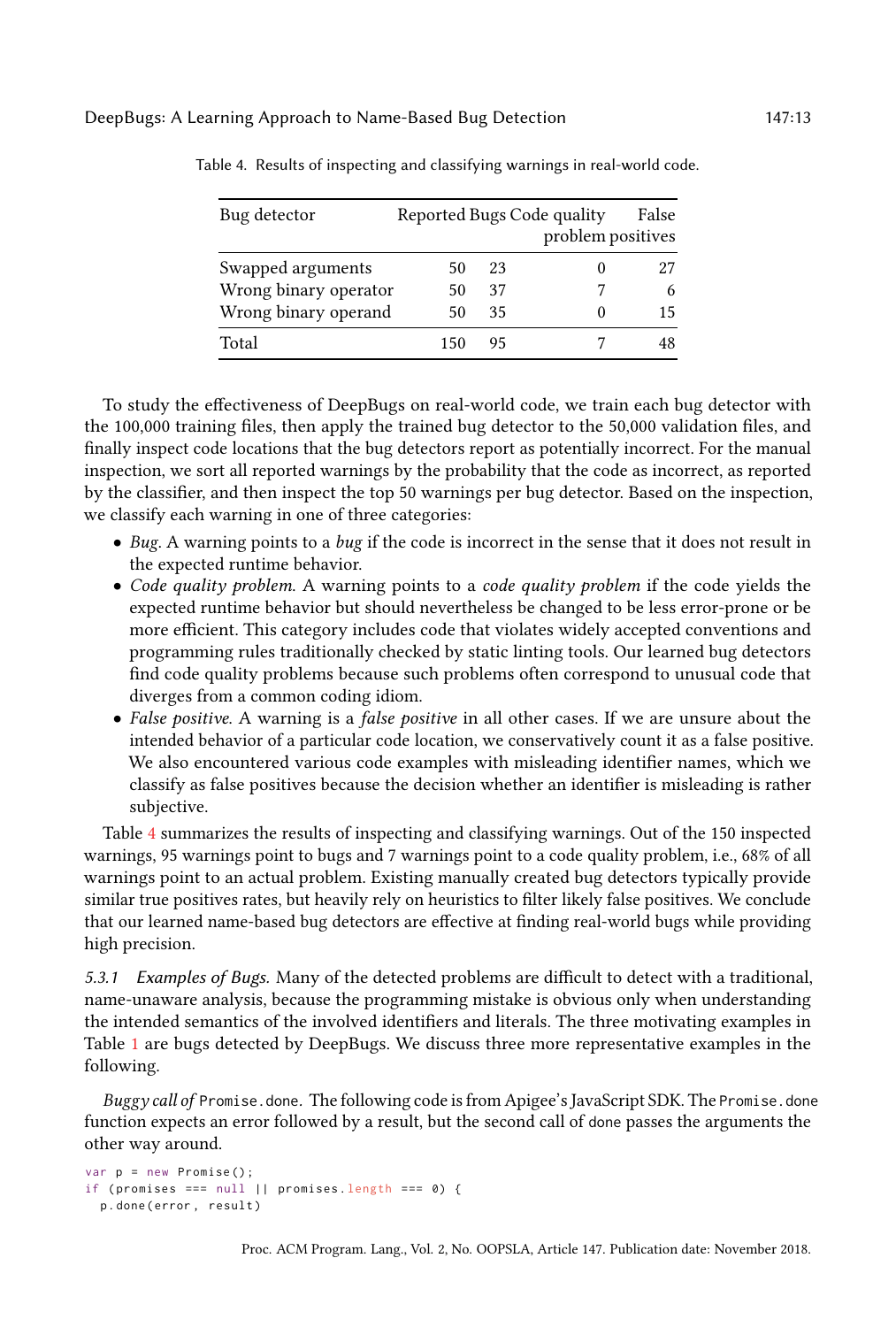Table 4. Results of inspecting and classifying warnings in real-world code.

| Bug detector | Reported | Bugs | Code quality problem | False positives |
|---|---|---|---|---|
| Swapped arguments | 50 | 23 | 0 | 27 |
| Wrong binary operator | 50 | 37 | 7 | 6 |
| Wrong binary operand | 50 | 35 | 0 | 15 |
| Total | 150 | 95 | 7 | 48 |

To study the effectiveness of DeepBugs on real-world code, we train each bug detector with the 100,000 training files, then apply the trained bug detector to the 50,000 validation files, and finally inspect code locations that the bug detectors report as potentially incorrect. For the manual inspection, we sort all reported warnings by the probability that the code as incorrect, as reported by the classifier, and then inspect the top 50 warnings per bug detector. Based on the inspection, we classify each warning in one of three categories:

- *Bug*. A warning points to a *bug* if the code is incorrect in the sense that it does not result in the expected runtime behavior.
- *Code quality problem*. A warning points to a *code quality problem* if the code yields the expected runtime behavior but should nevertheless be changed to be less error-prone or be more efficient. This category includes code that violates widely accepted conventions and programming rules traditionally checked by static linting tools. Our learned bug detectors find code quality problems because such problems often correspond to unusual code that diverges from a common coding idiom.
- *False positive*. A warning is a *false positive* in all other cases. If we are unsure about the intended behavior of a particular code location, we conservatively count it as a false positive. We also encountered various code examples with misleading identifier names, which we classify as false positives because the decision whether an identifier is misleading is rather subjective.

Table 4 summarizes the results of inspecting and classifying warnings. Out of the 150 inspected warnings, 95 warnings point to bugs and 7 warnings point to a code quality problem, i.e., 68% of all warnings point to an actual problem. Existing manually created bug detectors typically provide similar true positives rates, but heavily rely on heuristics to filter likely false positives. We conclude that our learned name-based bug detectors are effective at finding real-world bugs while providing high precision.

#### 5.3.1 Examples of Bugs.

Many of the detected problems are difficult to detect with a traditional, name-unaware analysis, because the programming mistake is obvious only when understanding the intended semantics of the involved identifiers and literals. The three motivating examples in Table 1 are bugs detected by DeepBugs. We discuss three more representative examples in the following.

*Buggy call of* `Promise.done`. The following code is from Apigee's JavaScript SDK. The `Promise.done` function expects an error followed by a result, but the second call of `done` passes the arguments the other way around.

```
var p = new Promise();
if (promises === null || promises.length === 0) {
  p.done(error, result)
```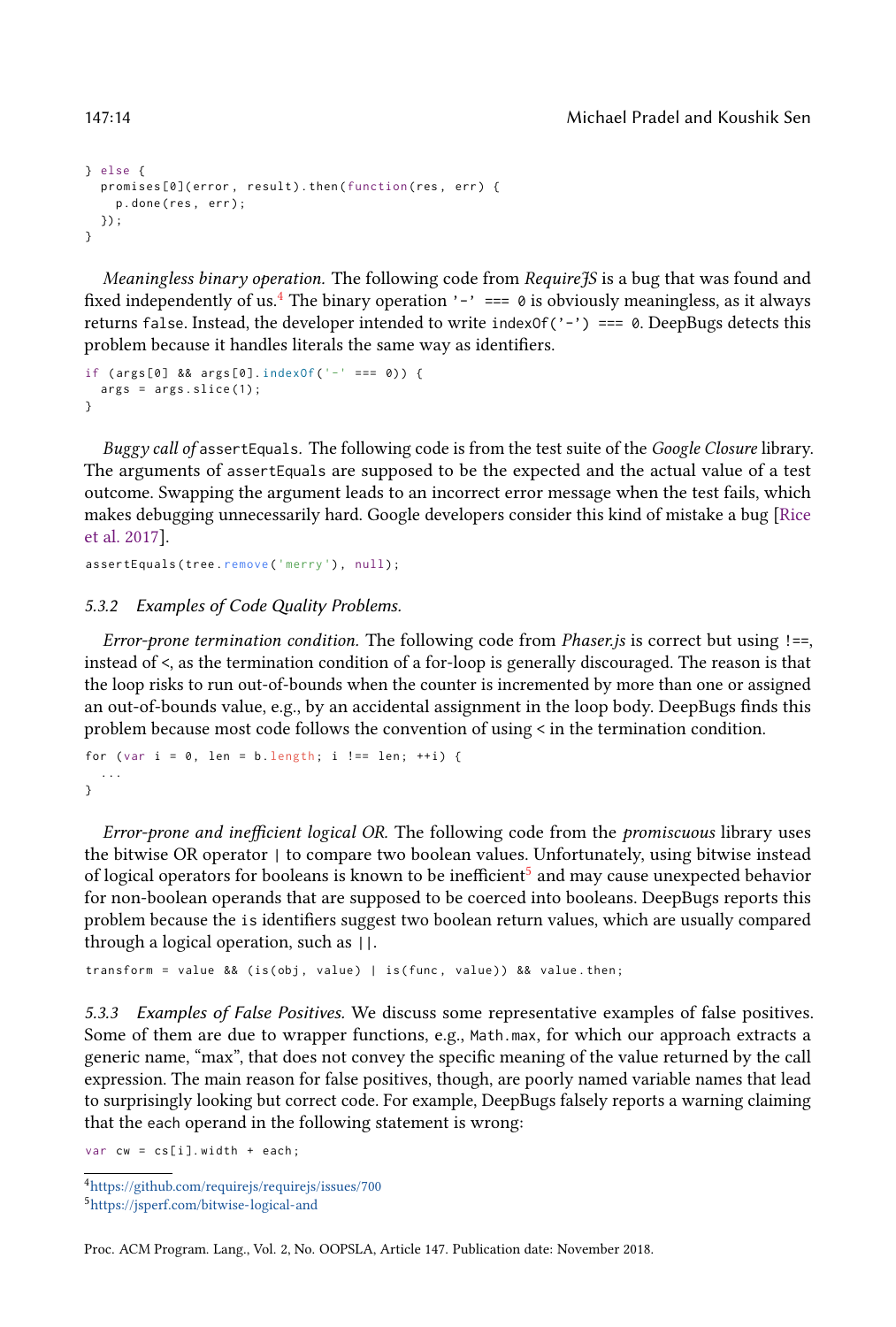```
} else {
  promises[0](error, result).then(function(res, err) {
    p.done(res, err);
  });
}
```

*Meaningless binary operation.* The following code from *RequireJS* is a bug that was found and fixed independently of us.[4] The binary operation `'-' === 0` is obviously meaningless, as it always returns `false`. Instead, the developer intended to write `indexOf('-') === 0`. DeepBugs detects this problem because it handles literals the same way as identifiers.

```
if (args[0] && args[0].indexOf('-' === 0)) {
  args = args.slice(1);
}
```

*Buggy call of* `assertEquals`*.* The following code is from the test suite of the *Google Closure* library. The arguments of `assertEquals` are supposed to be the expected and the actual value of a test outcome. Swapping the argument leads to an incorrect error message when the test fails, which makes debugging unnecessarily hard. Google developers consider this kind of mistake a bug [Rice et al. 2017].

```
assertEquals(tree.remove('merry'), null);
```

### 5.3.2 Examples of Code Quality Problems.

*Error-prone termination condition.* The following code from *Phaser.js* is correct but using `!==`, instead of `<`, as the termination condition of a for-loop is generally discouraged. The reason is that the loop risks to run out-of-bounds when the counter is incremented by more than one or assigned an out-of-bounds value, e.g., by an accidental assignment in the loop body. DeepBugs finds this problem because most code follows the convention of using `<` in the termination condition.

```
for (var i = 0, len = b.length; i !== len; ++i) {
  ...
}
```

*Error-prone and inefficient logical OR.* The following code from the *promiscuous* library uses the bitwise OR operator `|` to compare two boolean values. Unfortunately, using bitwise instead of logical operators for booleans is known to be inefficient[5] and may cause unexpected behavior for non-boolean operands that are supposed to be coerced into booleans. DeepBugs reports this problem because the `is` identifiers suggest two boolean return values, which are usually compared through a logical operation, such as `||`.

```
transform = value && (is(obj, value) | is(func, value)) && value.then;
```

### 5.3.3 Examples of False Positives.

We discuss some representative examples of false positives. Some of them are due to wrapper functions, e.g., `Math.max`, for which our approach extracts a generic name, "max", that does not convey the specific meaning of the value returned by the call expression. The main reason for false positives, though, are poorly named variable names that lead to surprisingly looking but correct code. For example, DeepBugs falsely reports a warning claiming that the `each` operand in the following statement is wrong:

```
var cw = cs[i].width + each;
```

[4] https://github.com/requirejs/requirejs/issues/700

[5] https://jsperf.com/bitwise-logical-and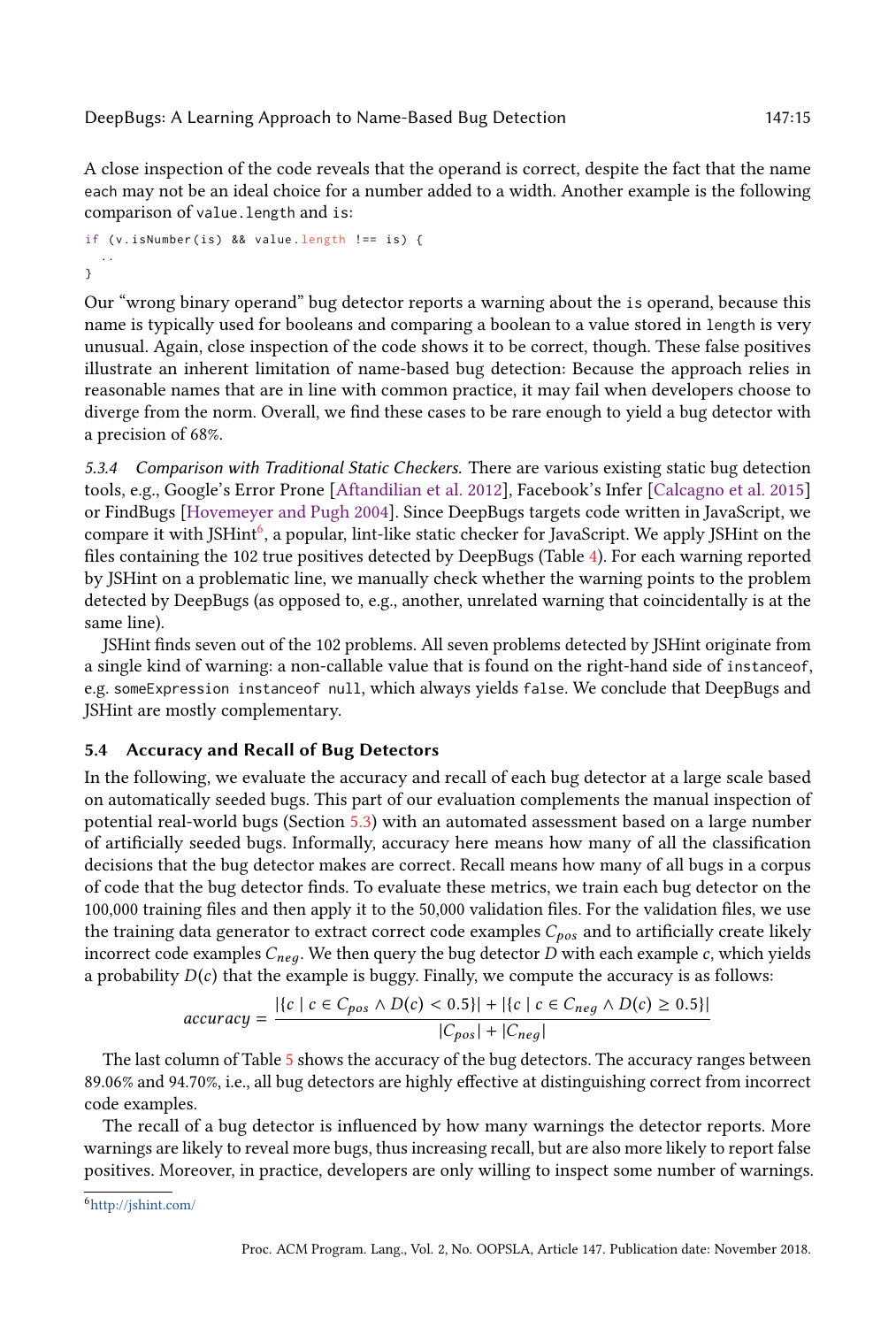A close inspection of the code reveals that the operand is correct, despite the fact that the name `each` may not be an ideal choice for a number added to a width. Another example is the following comparison of `value.length` and `is`:

```
if (v.isNumber(is) && value.length !== is) {
  ..
}
```

Our "wrong binary operand" bug detector reports a warning about the `is` operand, because this name is typically used for booleans and comparing a boolean to a value stored in `length` is very unusual. Again, close inspection of the code shows it to be correct, though. These false positives illustrate an inherent limitation of name-based bug detection: Because the approach relies in reasonable names that are in line with common practice, it may fail when developers choose to diverge from the norm. Overall, we find these cases to be rare enough to yield a bug detector with a precision of 68%.

#### 5.3.4 *Comparison with Traditional Static Checkers.*

There are various existing static bug detection tools, e.g., Google's Error Prone [Aftandilian et al. 2012], Facebook's Infer [Calcagno et al. 2015] or FindBugs [Hovemeyer and Pugh 2004]. Since DeepBugs targets code written in JavaScript, we compare it with JSHint[6], a popular, lint-like static checker for JavaScript. We apply JSHint on the files containing the 102 true positives detected by DeepBugs (Table 4). For each warning reported by JSHint on a problematic line, we manually check whether the warning points to the problem detected by DeepBugs (as opposed to, e.g., another, unrelated warning that coincidentally is at the same line).

JSHint finds seven out of the 102 problems. All seven problems detected by JSHint originate from a single kind of warning: a non-callable value that is found on the right-hand side of `instanceof`, e.g. `someExpression instanceof null`, which always yields `false`. We conclude that DeepBugs and JSHint are mostly complementary.

### 5.4 Accuracy and Recall of Bug Detectors

In the following, we evaluate the accuracy and recall of each bug detector at a large scale based on automatically seeded bugs. This part of our evaluation complements the manual inspection of potential real-world bugs (Section 5.3) with an automated assessment based on a large number of artificially seeded bugs. Informally, accuracy here means how many of all the classification decisions that the bug detector makes are correct. Recall means how many of all bugs in a corpus of code that the bug detector finds. To evaluate these metrics, we train each bug detector on the 100,000 training files and then apply it to the 50,000 validation files. For the validation files, we use the training data generator to extract correct code examples $C_{pos}$ and to artificially create likely incorrect code examples $C_{neg}$. We then query the bug detector $D$ with each example $c$, which yields a probability $D(c)$ that the example is buggy. Finally, we compute the accuracy is as follows:

$$accuracy = \frac{|\{c \mid c \in C_{pos} \land D(c) < 0.5\}| + |\{c \mid c \in C_{neg} \land D(c) \geq 0.5\}|}{|C_{pos}| + |C_{neg}|}$$

The last column of Table 5 shows the accuracy of the bug detectors. The accuracy ranges between 89.06% and 94.70%, i.e., all bug detectors are highly effective at distinguishing correct from incorrect code examples.

The recall of a bug detector is influenced by how many warnings the detector reports. More warnings are likely to reveal more bugs, thus increasing recall, but are also more likely to report false positives. Moreover, in practice, developers are only willing to inspect some number of warnings.

[6] http://jshint.com/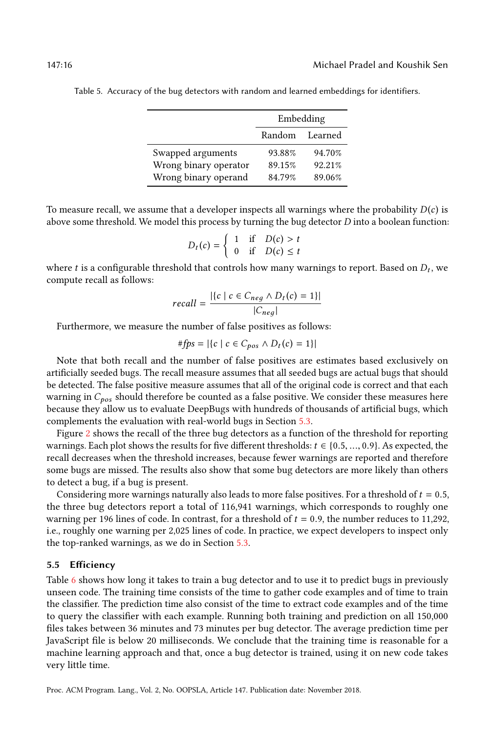Table 5. Accuracy of the bug detectors with random and learned embeddings for identifiers.

| | Embedding | |
|---|---|---|
| | Random | Learned |
| Swapped arguments | 93.88% | 94.70% |
| Wrong binary operator | 89.15% | 92.21% |
| Wrong binary operand | 84.79% | 89.06% |

To measure recall, we assume that a developer inspects all warnings where the probability $D(c)$ is above some threshold. We model this process by turning the bug detector $D$ into a boolean function:

$$D_t(c) = \begin{cases} 1 & \text{if} \quad D(c) > t \\ 0 & \text{if} \quad D(c) \leq t \end{cases}$$

where $t$ is a configurable threshold that controls how many warnings to report. Based on $D_t$, we compute recall as follows:

$$recall = \frac{|\{c \mid c \in C_{neg} \wedge D_t(c) = 1\}|}{|C_{neg}|}$$

Furthermore, we measure the number of false positives as follows:

$$\#fps = |\{c \mid c \in C_{pos} \wedge D_t(c) = 1\}|$$

Note that both recall and the number of false positives are estimates based exclusively on artificially seeded bugs. The recall measure assumes that all seeded bugs are actual bugs that should be detected. The false positive measure assumes that all of the original code is correct and that each warning in $C_{pos}$ should therefore be counted as a false positive. We consider these measures here because they allow us to evaluate DeepBugs with hundreds of thousands of artificial bugs, which complements the evaluation with real-world bugs in Section 5.3.

Figure 2 shows the recall of the three bug detectors as a function of the threshold for reporting warnings. Each plot shows the results for five different thresholds: $t \in \{0.5, ..., 0.9\}$. As expected, the recall decreases when the threshold increases, because fewer warnings are reported and therefore some bugs are missed. The results also show that some bug detectors are more likely than others to detect a bug, if a bug is present.

Considering more warnings naturally also leads to more false positives. For a threshold of $t = 0.5$, the three bug detectors report a total of 116,941 warnings, which corresponds to roughly one warning per 196 lines of code. In contrast, for a threshold of $t = 0.9$, the number reduces to 11,292, i.e., roughly one warning per 2,025 lines of code. In practice, we expect developers to inspect only the top-ranked warnings, as we do in Section 5.3.

### 5.5 Efficiency

Table 6 shows how long it takes to train a bug detector and to use it to predict bugs in previously unseen code. The training time consists of the time to gather code examples and of time to train the classifier. The prediction time also consist of the time to extract code examples and of the time to query the classifier with each example. Running both training and prediction on all 150,000 files takes between 36 minutes and 73 minutes per bug detector. The average prediction time per JavaScript file is below 20 milliseconds. We conclude that the training time is reasonable for a machine learning approach and that, once a bug detector is trained, using it on new code takes very little time.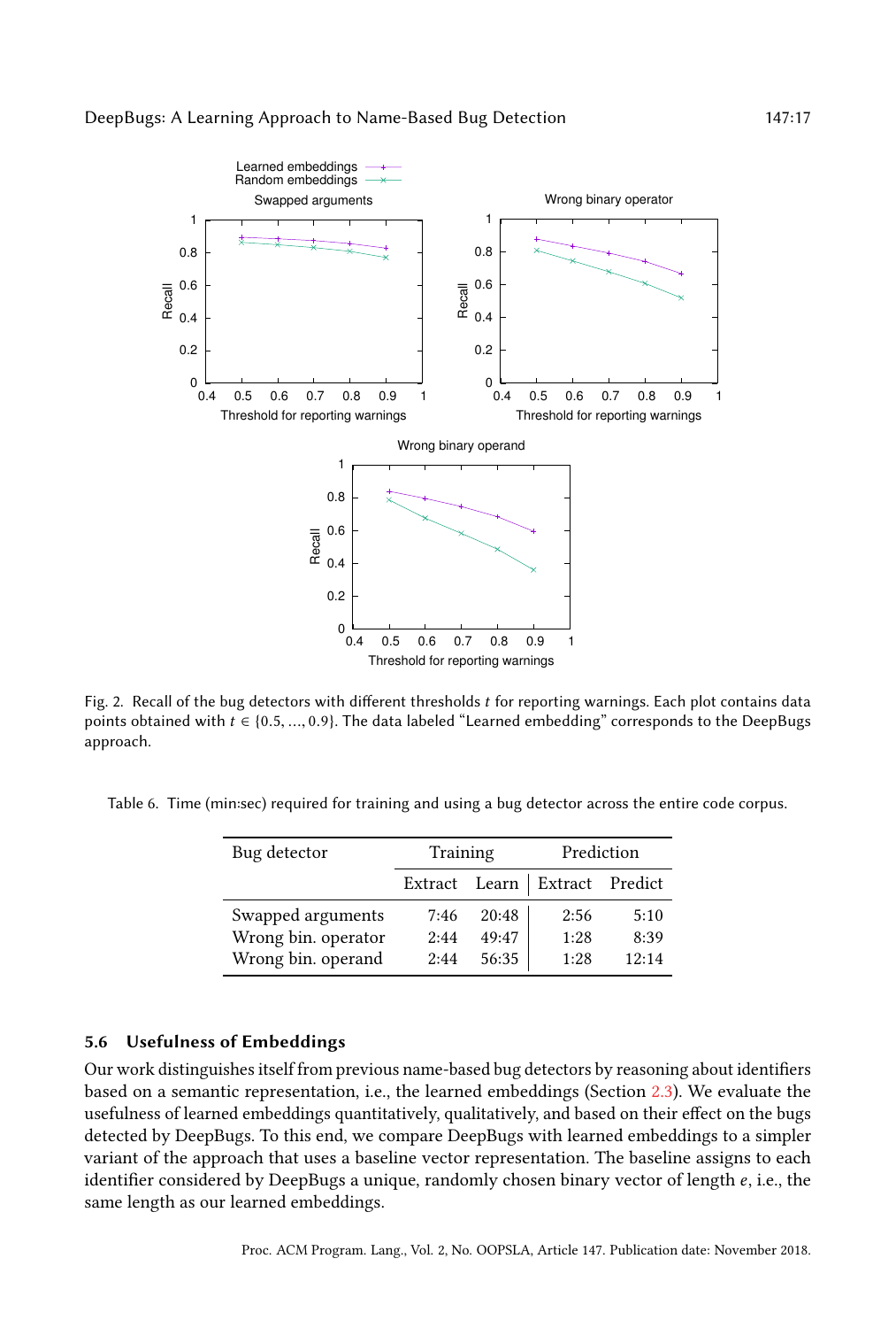Fig. 2. Recall of the bug detectors with different thresholds $t$ for reporting warnings. Each plot contains data points obtained with $t \in \{0.5, ..., 0.9\}$. The data labeled "Learned embedding" corresponds to the DeepBugs approach.

Table 6. Time (min:sec) required for training and using a bug detector across the entire code corpus.

| Bug detector | Training | | Prediction | |
|---|---|---|---|---|
| | Extract | Learn | Extract | Predict |
| Swapped arguments | 7:46 | 20:48 | 2:56 | 5:10 |
| Wrong bin. operator | 2:44 | 49:47 | 1:28 | 8:39 |
| Wrong bin. operand | 2:44 | 56:35 | 1:28 | 12:14 |

### 5.6 Usefulness of Embeddings

Our work distinguishes itself from previous name-based bug detectors by reasoning about identifiers based on a semantic representation, i.e., the learned embeddings (Section 2.3). We evaluate the usefulness of learned embeddings quantitatively, qualitatively, and based on their effect on the bugs detected by DeepBugs. To this end, we compare DeepBugs with learned embeddings to a simpler variant of the approach that uses a baseline vector representation. The baseline assigns to each identifier considered by DeepBugs a unique, randomly chosen binary vector of length $e$, i.e., the same length as our learned embeddings.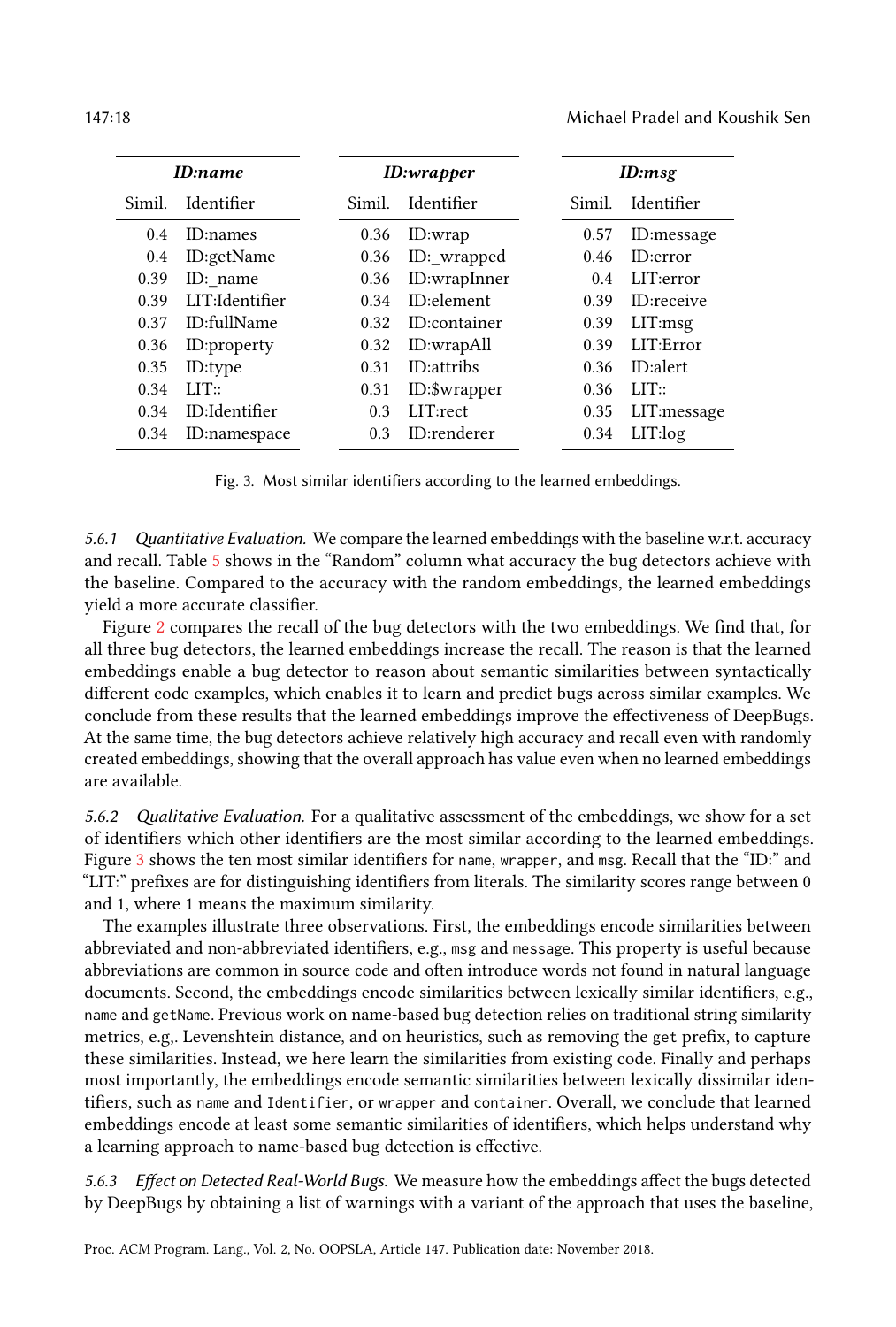| *ID:name* | | | *ID:wrapper* | | | *ID:msg* | |
|---|---|---|---|---|---|---|---|
| Simil. | Identifier | | Simil. | Identifier | | Simil. | Identifier |
| 0.4 | ID:names | | 0.36 | ID:wrap | | 0.57 | ID:message |
| 0.4 | ID:getName | | 0.36 | ID:_wrapped | | 0.46 | ID:error |
| 0.39 | ID:_name | | 0.36 | ID:wrapInner | | 0.4 | LIT:error |
| 0.39 | LIT:Identifier | | 0.34 | ID:element | | 0.39 | ID:receive |
| 0.37 | ID:fullName | | 0.32 | ID:container | | 0.39 | LIT:msg |
| 0.36 | ID:property | | 0.32 | ID:wrapAll | | 0.39 | LIT:Error |
| 0.35 | ID:type | | 0.31 | ID:attribs | | 0.36 | ID:alert |
| 0.34 | LIT:: | | 0.31 | ID:$wrapper | | 0.36 | LIT:: |
| 0.34 | ID:Identifier | | 0.3 | LIT:rect | | 0.35 | LIT:message |
| 0.34 | ID:namespace | | 0.3 | ID:renderer | | 0.34 | LIT:log |

Fig. 3. Most similar identifiers according to the learned embeddings.

*5.6.1 Quantitative Evaluation.* We compare the learned embeddings with the baseline w.r.t. accuracy and recall. Table 5 shows in the "Random" column what accuracy the bug detectors achieve with the baseline. Compared to the accuracy with the random embeddings, the learned embeddings yield a more accurate classifier.

Figure 2 compares the recall of the bug detectors with the two embeddings. We find that, for all three bug detectors, the learned embeddings increase the recall. The reason is that the learned embeddings enable a bug detector to reason about semantic similarities between syntactically different code examples, which enables it to learn and predict bugs across similar examples. We conclude from these results that the learned embeddings improve the effectiveness of DeepBugs. At the same time, the bug detectors achieve relatively high accuracy and recall even with randomly created embeddings, showing that the overall approach has value even when no learned embeddings are available.

*5.6.2 Qualitative Evaluation.* For a qualitative assessment of the embeddings, we show for a set of identifiers which other identifiers are the most similar according to the learned embeddings. Figure 3 shows the ten most similar identifiers for `name`, `wrapper`, and `msg`. Recall that the "ID:" and "LIT:" prefixes are for distinguishing identifiers from literals. The similarity scores range between 0 and 1, where 1 means the maximum similarity.

The examples illustrate three observations. First, the embeddings encode similarities between abbreviated and non-abbreviated identifiers, e.g., `msg` and `message`. This property is useful because abbreviations are common in source code and often introduce words not found in natural language documents. Second, the embeddings encode similarities between lexically similar identifiers, e.g., `name` and `getName`. Previous work on name-based bug detection relies on traditional string similarity metrics, e.g,. Levenshtein distance, and on heuristics, such as removing the `get` prefix, to capture these similarities. Instead, we here learn the similarities from existing code. Finally and perhaps most importantly, the embeddings encode semantic similarities between lexically dissimilar identifiers, such as `name` and `Identifier`, or `wrapper` and `container`. Overall, we conclude that learned embeddings encode at least some semantic similarities of identifiers, which helps understand why a learning approach to name-based bug detection is effective.

*5.6.3 Effect on Detected Real-World Bugs.* We measure how the embeddings affect the bugs detected by DeepBugs by obtaining a list of warnings with a variant of the approach that uses the baseline,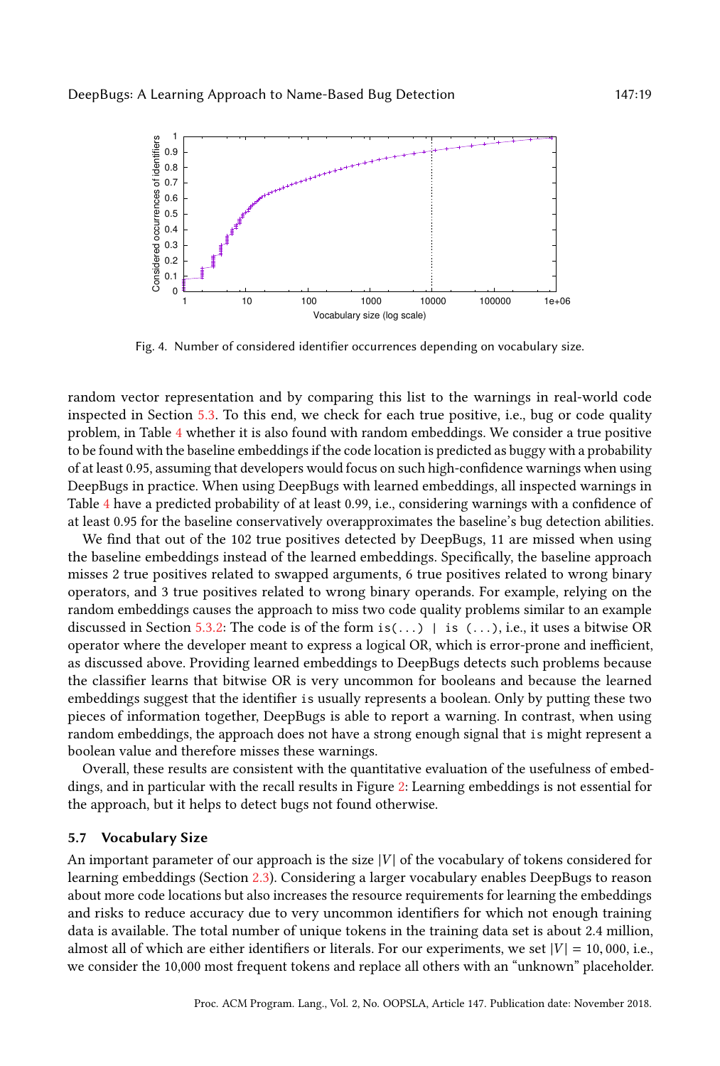Fig. 4. Number of considered identifier occurrences depending on vocabulary size.

random vector representation and by comparing this list to the warnings in real-world code inspected in Section 5.3. To this end, we check for each true positive, i.e., bug or code quality problem, in Table 4 whether it is also found with random embeddings. We consider a true positive to be found with the baseline embeddings if the code location is predicted as buggy with a probability of at least 0.95, assuming that developers would focus on such high-confidence warnings when using DeepBugs in practice. When using DeepBugs with learned embeddings, all inspected warnings in Table 4 have a predicted probability of at least 0.99, i.e., considering warnings with a confidence of at least 0.95 for the baseline conservatively overapproximates the baseline's bug detection abilities.

We find that out of the 102 true positives detected by DeepBugs, 11 are missed when using the baseline embeddings instead of the learned embeddings. Specifically, the baseline approach misses 2 true positives related to swapped arguments, 6 true positives related to wrong binary operators, and 3 true positives related to wrong binary operands. For example, relying on the random embeddings causes the approach to miss two code quality problems similar to an example discussed in Section 5.3.2: The code is of the form `is(...) | is (...)`, i.e., it uses a bitwise OR operator where the developer meant to express a logical OR, which is error-prone and inefficient, as discussed above. Providing learned embeddings to DeepBugs detects such problems because the classifier learns that bitwise OR is very uncommon for booleans and because the learned embeddings suggest that the identifier `is` usually represents a boolean. Only by putting these two pieces of information together, DeepBugs is able to report a warning. In contrast, when using random embeddings, the approach does not have a strong enough signal that `is` might represent a boolean value and therefore misses these warnings.

Overall, these results are consistent with the quantitative evaluation of the usefulness of embeddings, and in particular with the recall results in Figure 2: Learning embeddings is not essential for the approach, but it helps to detect bugs not found otherwise.

### 5.7 Vocabulary Size

An important parameter of our approach is the size $|V|$ of the vocabulary of tokens considered for learning embeddings (Section 2.3). Considering a larger vocabulary enables DeepBugs to reason about more code locations but also increases the resource requirements for learning the embeddings and risks to reduce accuracy due to very uncommon identifiers for which not enough training data is available. The total number of unique tokens in the training data set is about 2.4 million, almost all of which are either identifiers or literals. For our experiments, we set $|V| = 10,000$, i.e., we consider the 10,000 most frequent tokens and replace all others with an "unknown" placeholder.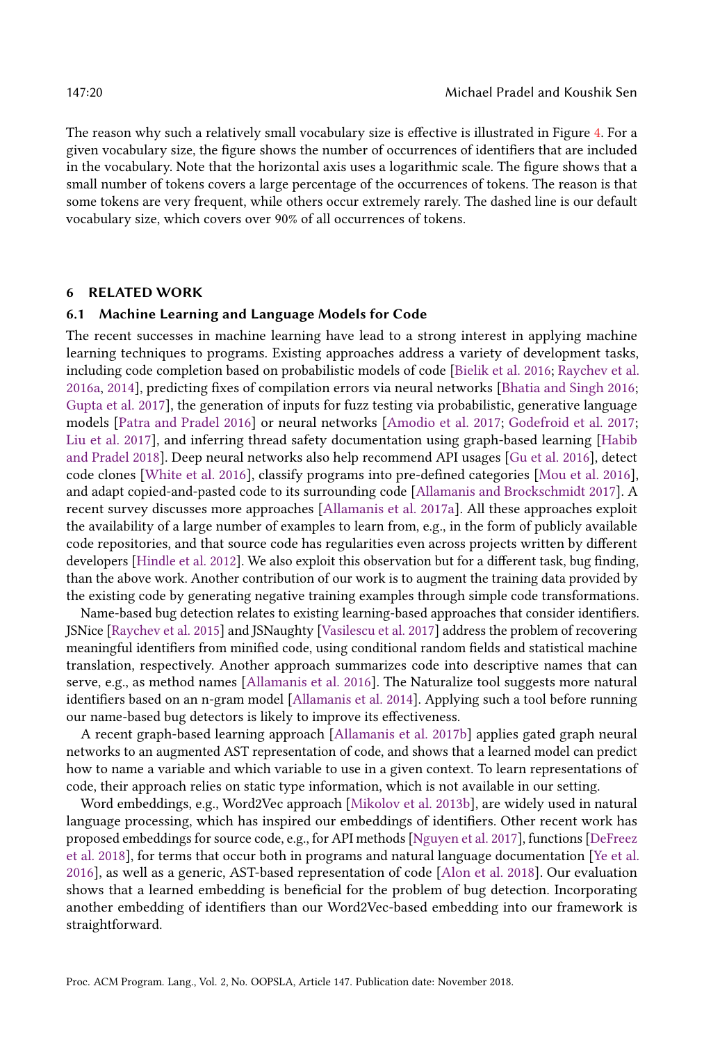The reason why such a relatively small vocabulary size is effective is illustrated in Figure 4. For a given vocabulary size, the figure shows the number of occurrences of identifiers that are included in the vocabulary. Note that the horizontal axis uses a logarithmic scale. The figure shows that a small number of tokens covers a large percentage of the occurrences of tokens. The reason is that some tokens are very frequent, while others occur extremely rarely. The dashed line is our default vocabulary size, which covers over 90% of all occurrences of tokens.

## 6 RELATED WORK

### 6.1 Machine Learning and Language Models for Code

The recent successes in machine learning have lead to a strong interest in applying machine learning techniques to programs. Existing approaches address a variety of development tasks, including code completion based on probabilistic models of code [Bielik et al. 2016; Raychev et al. 2016a, 2014], predicting fixes of compilation errors via neural networks [Bhatia and Singh 2016; Gupta et al. 2017], the generation of inputs for fuzz testing via probabilistic, generative language models [Patra and Pradel 2016] or neural networks [Amodio et al. 2017; Godefroid et al. 2017; Liu et al. 2017], and inferring thread safety documentation using graph-based learning [Habib and Pradel 2018]. Deep neural networks also help recommend API usages [Gu et al. 2016], detect code clones [White et al. 2016], classify programs into pre-defined categories [Mou et al. 2016], and adapt copied-and-pasted code to its surrounding code [Allamanis and Brockschmidt 2017]. A recent survey discusses more approaches [Allamanis et al. 2017a]. All these approaches exploit the availability of a large number of examples to learn from, e.g., in the form of publicly available code repositories, and that source code has regularities even across projects written by different developers [Hindle et al. 2012]. We also exploit this observation but for a different task, bug finding, than the above work. Another contribution of our work is to augment the training data provided by the existing code by generating negative training examples through simple code transformations.

Name-based bug detection relates to existing learning-based approaches that consider identifiers. JSNice [Raychev et al. 2015] and JSNaughty [Vasilescu et al. 2017] address the problem of recovering meaningful identifiers from minified code, using conditional random fields and statistical machine translation, respectively. Another approach summarizes code into descriptive names that can serve, e.g., as method names [Allamanis et al. 2016]. The Naturalize tool suggests more natural identifiers based on an n-gram model [Allamanis et al. 2014]. Applying such a tool before running our name-based bug detectors is likely to improve its effectiveness.

A recent graph-based learning approach [Allamanis et al. 2017b] applies gated graph neural networks to an augmented AST representation of code, and shows that a learned model can predict how to name a variable and which variable to use in a given context. To learn representations of code, their approach relies on static type information, which is not available in our setting.

Word embeddings, e.g., Word2Vec approach [Mikolov et al. 2013b], are widely used in natural language processing, which has inspired our embeddings of identifiers. Other recent work has proposed embeddings for source code, e.g., for API methods [Nguyen et al. 2017], functions [DeFreez et al. 2018], for terms that occur both in programs and natural language documentation [Ye et al. 2016], as well as a generic, AST-based representation of code [Alon et al. 2018]. Our evaluation shows that a learned embedding is beneficial for the problem of bug detection. Incorporating another embedding of identifiers than our Word2Vec-based embedding into our framework is straightforward.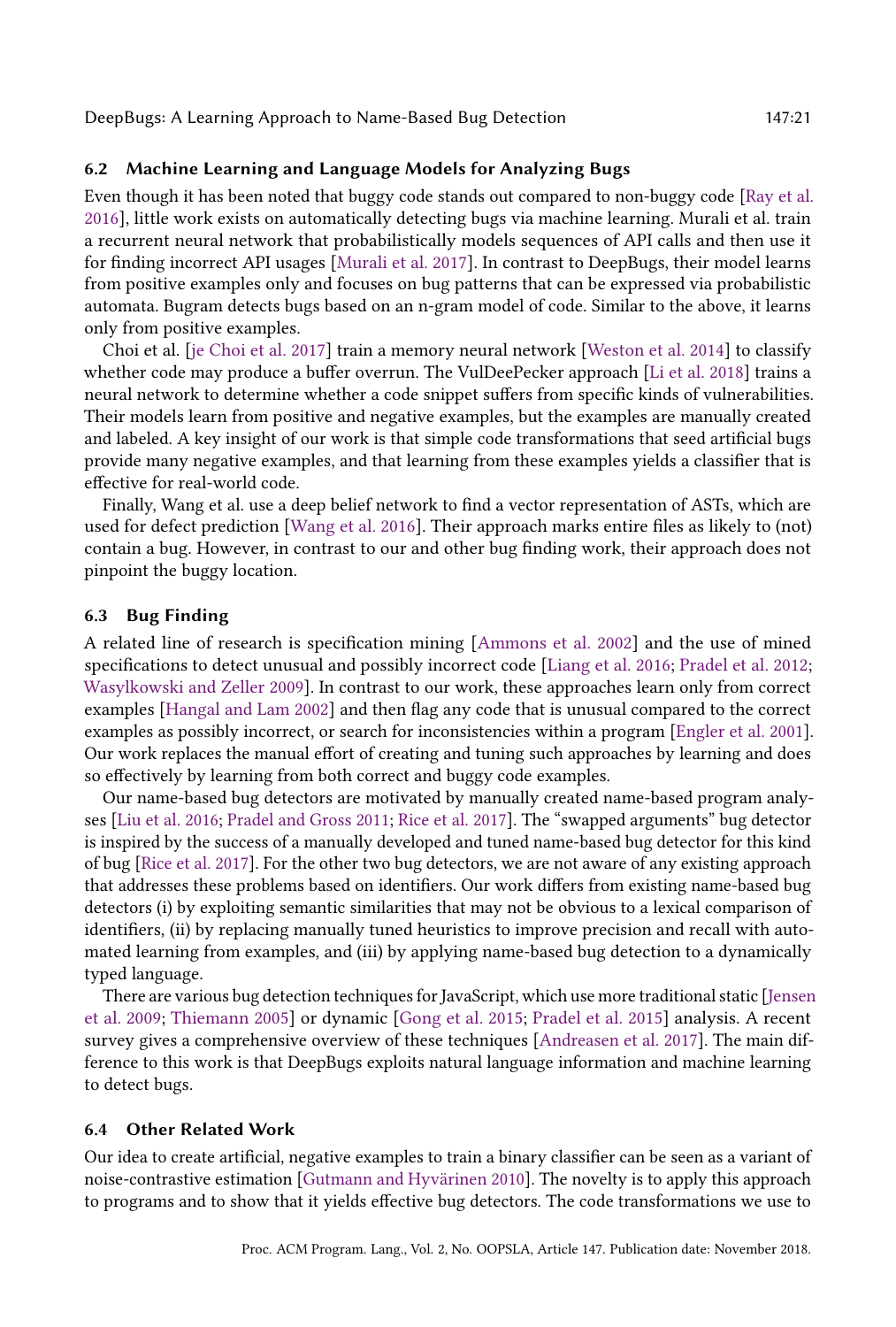### 6.2 Machine Learning and Language Models for Analyzing Bugs

Even though it has been noted that buggy code stands out compared to non-buggy code [Ray et al. 2016], little work exists on automatically detecting bugs via machine learning. Murali et al. train a recurrent neural network that probabilistically models sequences of API calls and then use it for finding incorrect API usages [Murali et al. 2017]. In contrast to DeepBugs, their model learns from positive examples only and focuses on bug patterns that can be expressed via probabilistic automata. Bugram detects bugs based on an n-gram model of code. Similar to the above, it learns only from positive examples.

Choi et al. [je Choi et al. 2017] train a memory neural network [Weston et al. 2014] to classify whether code may produce a buffer overrun. The VulDeePecker approach [Li et al. 2018] trains a neural network to determine whether a code snippet suffers from specific kinds of vulnerabilities. Their models learn from positive and negative examples, but the examples are manually created and labeled. A key insight of our work is that simple code transformations that seed artificial bugs provide many negative examples, and that learning from these examples yields a classifier that is effective for real-world code.

Finally, Wang et al. use a deep belief network to find a vector representation of ASTs, which are used for defect prediction [Wang et al. 2016]. Their approach marks entire files as likely to (not) contain a bug. However, in contrast to our and other bug finding work, their approach does not pinpoint the buggy location.

### 6.3 Bug Finding

A related line of research is specification mining [Ammons et al. 2002] and the use of mined specifications to detect unusual and possibly incorrect code [Liang et al. 2016; Pradel et al. 2012; Wasylkowski and Zeller 2009]. In contrast to our work, these approaches learn only from correct examples [Hangal and Lam 2002] and then flag any code that is unusual compared to the correct examples as possibly incorrect, or search for inconsistencies within a program [Engler et al. 2001]. Our work replaces the manual effort of creating and tuning such approaches by learning and does so effectively by learning from both correct and buggy code examples.

Our name-based bug detectors are motivated by manually created name-based program analyses [Liu et al. 2016; Pradel and Gross 2011; Rice et al. 2017]. The "swapped arguments" bug detector is inspired by the success of a manually developed and tuned name-based bug detector for this kind of bug [Rice et al. 2017]. For the other two bug detectors, we are not aware of any existing approach that addresses these problems based on identifiers. Our work differs from existing name-based bug detectors (i) by exploiting semantic similarities that may not be obvious to a lexical comparison of identifiers, (ii) by replacing manually tuned heuristics to improve precision and recall with automated learning from examples, and (iii) by applying name-based bug detection to a dynamically typed language.

There are various bug detection techniques for JavaScript, which use more traditional static [Jensen et al. 2009; Thiemann 2005] or dynamic [Gong et al. 2015; Pradel et al. 2015] analysis. A recent survey gives a comprehensive overview of these techniques [Andreasen et al. 2017]. The main difference to this work is that DeepBugs exploits natural language information and machine learning to detect bugs.

### 6.4 Other Related Work

Our idea to create artificial, negative examples to train a binary classifier can be seen as a variant of noise-contrastive estimation [Gutmann and Hyvärinen 2010]. The novelty is to apply this approach to programs and to show that it yields effective bug detectors. The code transformations we use to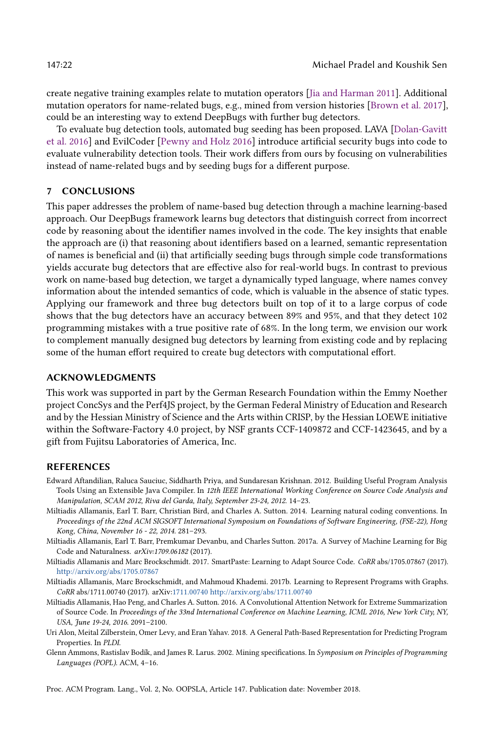create negative training examples relate to mutation operators [Jia and Harman 2011]. Additional mutation operators for name-related bugs, e.g., mined from version histories [Brown et al. 2017], could be an interesting way to extend DeepBugs with further bug detectors.

To evaluate bug detection tools, automated bug seeding has been proposed. LAVA [Dolan-Gavitt et al. 2016] and EvilCoder [Pewny and Holz 2016] introduce artificial security bugs into code to evaluate vulnerability detection tools. Their work differs from ours by focusing on vulnerabilities instead of name-related bugs and by seeding bugs for a different purpose.

## 7 CONCLUSIONS

This paper addresses the problem of name-based bug detection through a machine learning-based approach. Our DeepBugs framework learns bug detectors that distinguish correct from incorrect code by reasoning about the identifier names involved in the code. The key insights that enable the approach are (i) that reasoning about identifiers based on a learned, semantic representation of names is beneficial and (ii) that artificially seeding bugs through simple code transformations yields accurate bug detectors that are effective also for real-world bugs. In contrast to previous work on name-based bug detection, we target a dynamically typed language, where names convey information about the intended semantics of code, which is valuable in the absence of static types. Applying our framework and three bug detectors built on top of it to a large corpus of code shows that the bug detectors have an accuracy between 89% and 95%, and that they detect 102 programming mistakes with a true positive rate of 68%. In the long term, we envision our work to complement manually designed bug detectors by learning from existing code and by replacing some of the human effort required to create bug detectors with computational effort.

## ACKNOWLEDGMENTS

This work was supported in part by the German Research Foundation within the Emmy Noether project ConcSys and the Perf4JS project, by the German Federal Ministry of Education and Research and by the Hessian Ministry of Science and the Arts within CRISP, by the Hessian LOEWE initiative within the Software-Factory 4.0 project, by NSF grants CCF-1409872 and CCF-1423645, and by a gift from Fujitsu Laboratories of America, Inc.

## REFERENCES

Edward Aftandilian, Raluca Sauciuc, Siddharth Priya, and Sundaresan Krishnan. 2012. Building Useful Program Analysis Tools Using an Extensible Java Compiler. In *12th IEEE International Working Conference on Source Code Analysis and Manipulation, SCAM 2012, Riva del Garda, Italy, September 23-24, 2012*. 14–23.

Miltiadis Allamanis, Earl T. Barr, Christian Bird, and Charles A. Sutton. 2014. Learning natural coding conventions. In *Proceedings of the 22nd ACM SIGSOFT International Symposium on Foundations of Software Engineering, (FSE-22), Hong Kong, China, November 16 - 22, 2014*. 281–293.

Miltiadis Allamanis, Earl T. Barr, Premkumar Devanbu, and Charles Sutton. 2017a. A Survey of Machine Learning for Big Code and Naturalness. *arXiv:1709.06182* (2017).

Miltiadis Allamanis and Marc Brockschmidt. 2017. SmartPaste: Learning to Adapt Source Code. *CoRR* abs/1705.07867 (2017). http://arxiv.org/abs/1705.07867

Miltiadis Allamanis, Marc Brockschmidt, and Mahmoud Khademi. 2017b. Learning to Represent Programs with Graphs. *CoRR* abs/1711.00740 (2017). arXiv:1711.00740 http://arxiv.org/abs/1711.00740

Miltiadis Allamanis, Hao Peng, and Charles A. Sutton. 2016. A Convolutional Attention Network for Extreme Summarization of Source Code. In *Proceedings of the 33nd International Conference on Machine Learning, ICML 2016, New York City, NY, USA, June 19-24, 2016*. 2091–2100.

Uri Alon, Meital Zilberstein, Omer Levy, and Eran Yahav. 2018. A General Path-Based Representation for Predicting Program Properties. In *PLDI*.

Glenn Ammons, Rastislav Bodík, and James R. Larus. 2002. Mining specifications. In *Symposium on Principles of Programming Languages (POPL)*. ACM, 4–16.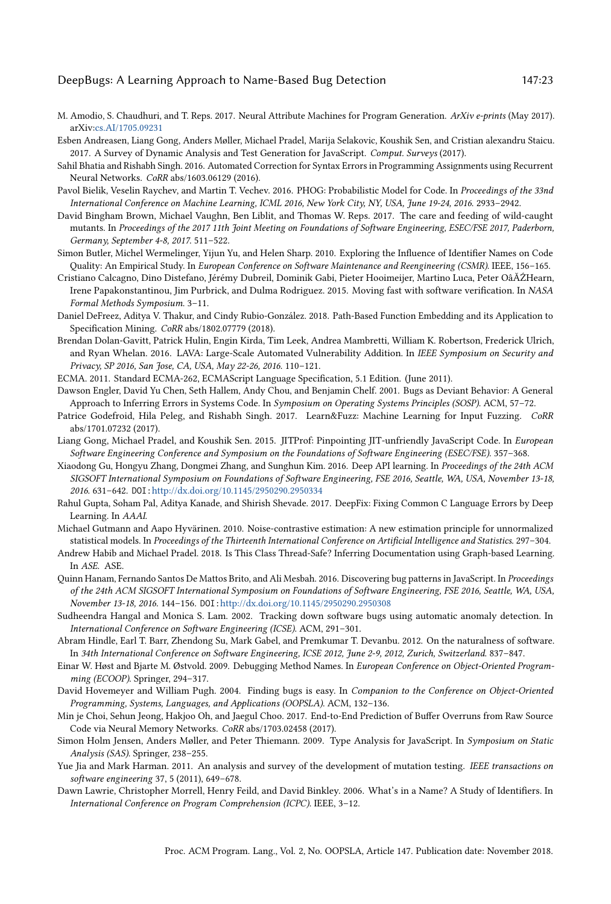M. Amodio, S. Chaudhuri, and T. Reps. 2017. Neural Attribute Machines for Program Generation. *ArXiv e-prints* (May 2017). arXiv:cs.AI/1705.09231

Esben Andreasen, Liang Gong, Anders Møller, Michael Pradel, Marija Selakovic, Koushik Sen, and Cristian alexandru Staicu. 2017. A Survey of Dynamic Analysis and Test Generation for JavaScript. *Comput. Surveys* (2017).

Sahil Bhatia and Rishabh Singh. 2016. Automated Correction for Syntax Errors in Programming Assignments using Recurrent Neural Networks. *CoRR* abs/1603.06129 (2016).

Pavol Bielik, Veselin Raychev, and Martin T. Vechev. 2016. PHOG: Probabilistic Model for Code. In *Proceedings of the 33nd International Conference on Machine Learning, ICML 2016, New York City, NY, USA, June 19-24, 2016.* 2933–2942.

David Bingham Brown, Michael Vaughn, Ben Liblit, and Thomas W. Reps. 2017. The care and feeding of wild-caught mutants. In *Proceedings of the 2017 11th Joint Meeting on Foundations of Software Engineering, ESEC/FSE 2017, Paderborn, Germany, September 4-8, 2017.* 511–522.

Simon Butler, Michel Wermelinger, Yijun Yu, and Helen Sharp. 2010. Exploring the Influence of Identifier Names on Code Quality: An Empirical Study. In *European Conference on Software Maintenance and Reengineering (CSMR)*. IEEE, 156–165.

Cristiano Calcagno, Dino Distefano, Jérémy Dubreil, Dominik Gabi, Pieter Hooimeijer, Martino Luca, Peter OâĂŹHearn, Irene Papakonstantinou, Jim Purbrick, and Dulma Rodriguez. 2015. Moving fast with software verification. In *NASA Formal Methods Symposium*. 3–11.

Daniel DeFreez, Aditya V. Thakur, and Cindy Rubio-González. 2018. Path-Based Function Embedding and its Application to Specification Mining. *CoRR* abs/1802.07779 (2018).

Brendan Dolan-Gavitt, Patrick Hulin, Engin Kirda, Tim Leek, Andrea Mambretti, William K. Robertson, Frederick Ulrich, and Ryan Whelan. 2016. LAVA: Large-Scale Automated Vulnerability Addition. In *IEEE Symposium on Security and Privacy, SP 2016, San Jose, CA, USA, May 22-26, 2016.* 110–121.

ECMA. 2011. Standard ECMA-262, ECMAScript Language Specification, 5.1 Edition. (June 2011).

Dawson Engler, David Yu Chen, Seth Hallem, Andy Chou, and Benjamin Chelf. 2001. Bugs as Deviant Behavior: A General Approach to Inferring Errors in Systems Code. In *Symposium on Operating Systems Principles (SOSP)*. ACM, 57–72.

Patrice Godefroid, Hila Peleg, and Rishabh Singh. 2017. Learn&Fuzz: Machine Learning for Input Fuzzing. *CoRR* abs/1701.07232 (2017).

Liang Gong, Michael Pradel, and Koushik Sen. 2015. JITProf: Pinpointing JIT-unfriendly JavaScript Code. In *European Software Engineering Conference and Symposium on the Foundations of Software Engineering (ESEC/FSE)*. 357–368.

Xiaodong Gu, Hongyu Zhang, Dongmei Zhang, and Sunghun Kim. 2016. Deep API learning. In *Proceedings of the 24th ACM SIGSOFT International Symposium on Foundations of Software Engineering, FSE 2016, Seattle, WA, USA, November 13-18, 2016.* 631–642. DOI: http://dx.doi.org/10.1145/2950290.2950334

Rahul Gupta, Soham Pal, Aditya Kanade, and Shirish Shevade. 2017. DeepFix: Fixing Common C Language Errors by Deep Learning. In *AAAI*.

Michael Gutmann and Aapo Hyvärinen. 2010. Noise-contrastive estimation: A new estimation principle for unnormalized statistical models. In *Proceedings of the Thirteenth International Conference on Artificial Intelligence and Statistics*. 297–304.

Andrew Habib and Michael Pradel. 2018. Is This Class Thread-Safe? Inferring Documentation using Graph-based Learning. In *ASE*. ASE.

Quinn Hanam, Fernando Santos De Mattos Brito, and Ali Mesbah. 2016. Discovering bug patterns in JavaScript. In *Proceedings of the 24th ACM SIGSOFT International Symposium on Foundations of Software Engineering, FSE 2016, Seattle, WA, USA, November 13-18, 2016.* 144–156. DOI: http://dx.doi.org/10.1145/2950290.2950308

Sudheendra Hangal and Monica S. Lam. 2002. Tracking down software bugs using automatic anomaly detection. In *International Conference on Software Engineering (ICSE)*. ACM, 291–301.

Abram Hindle, Earl T. Barr, Zhendong Su, Mark Gabel, and Premkumar T. Devanbu. 2012. On the naturalness of software. In *34th International Conference on Software Engineering, ICSE 2012, June 2-9, 2012, Zurich, Switzerland.* 837–847.

Einar W. Høst and Bjarte M. Østvold. 2009. Debugging Method Names. In *European Conference on Object-Oriented Programming (ECOOP)*. Springer, 294–317.

David Hovemeyer and William Pugh. 2004. Finding bugs is easy. In *Companion to the Conference on Object-Oriented Programming, Systems, Languages, and Applications (OOPSLA)*. ACM, 132–136.

Min je Choi, Sehun Jeong, Hakjoo Oh, and Jaegul Choo. 2017. End-to-End Prediction of Buffer Overruns from Raw Source Code via Neural Memory Networks. *CoRR* abs/1703.02458 (2017).

Simon Holm Jensen, Anders Møller, and Peter Thiemann. 2009. Type Analysis for JavaScript. In *Symposium on Static Analysis (SAS)*. Springer, 238–255.

Yue Jia and Mark Harman. 2011. An analysis and survey of the development of mutation testing. *IEEE transactions on software engineering* 37, 5 (2011), 649–678.

Dawn Lawrie, Christopher Morrell, Henry Feild, and David Binkley. 2006. What's in a Name? A Study of Identifiers. In *International Conference on Program Comprehension (ICPC)*. IEEE, 3–12.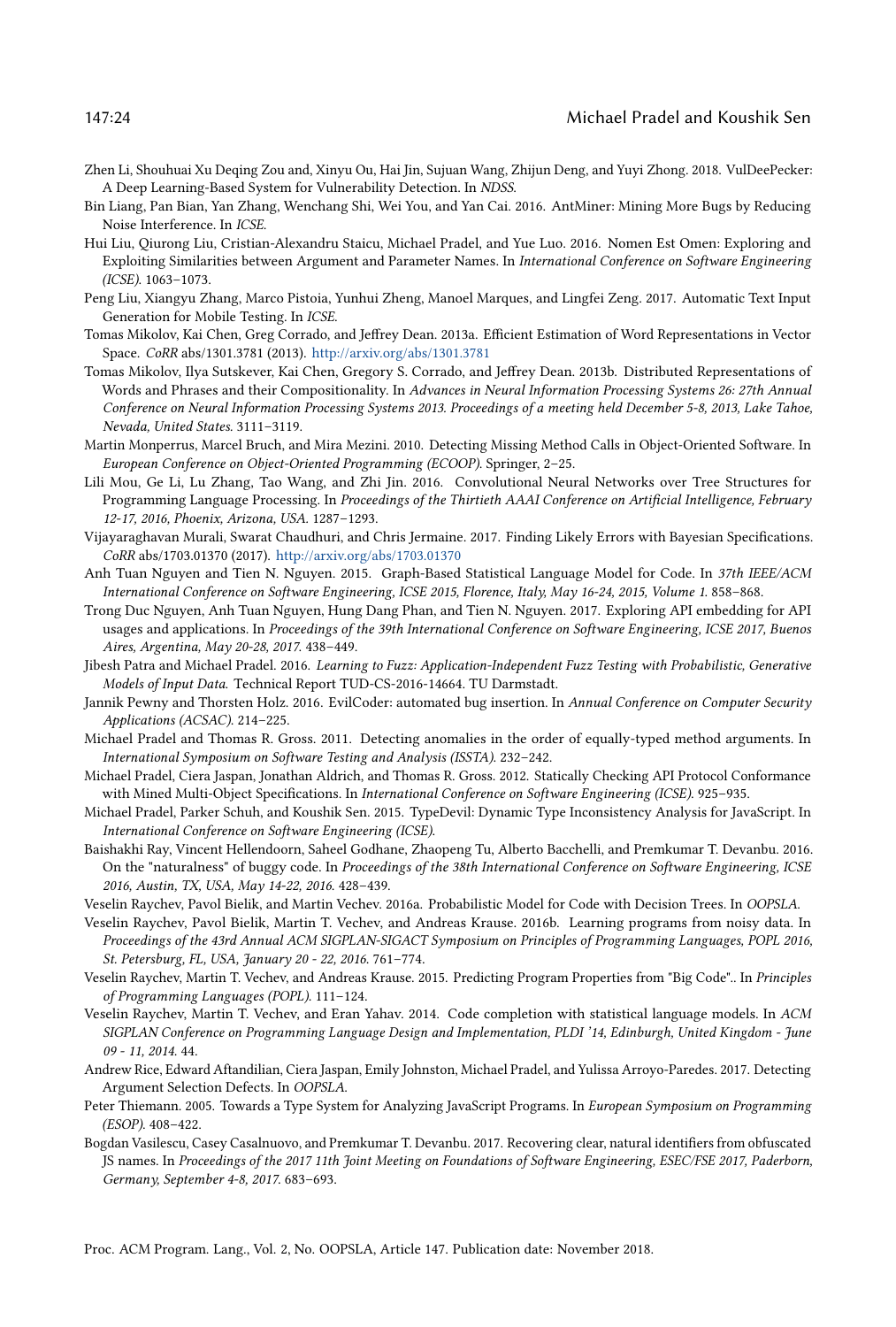Zhen Li, Shouhuai Xu Deqing Zou and, Xinyu Ou, Hai Jin, Sujuan Wang, Zhijun Deng, and Yuyi Zhong. 2018. VulDeePecker: A Deep Learning-Based System for Vulnerability Detection. In *NDSS*.

Bin Liang, Pan Bian, Yan Zhang, Wenchang Shi, Wei You, and Yan Cai. 2016. AntMiner: Mining More Bugs by Reducing Noise Interference. In *ICSE*.

Hui Liu, Qiurong Liu, Cristian-Alexandru Staicu, Michael Pradel, and Yue Luo. 2016. Nomen Est Omen: Exploring and Exploiting Similarities between Argument and Parameter Names. In *International Conference on Software Engineering (ICSE)*. 1063–1073.

Peng Liu, Xiangyu Zhang, Marco Pistoia, Yunhui Zheng, Manoel Marques, and Lingfei Zeng. 2017. Automatic Text Input Generation for Mobile Testing. In *ICSE*.

Tomas Mikolov, Kai Chen, Greg Corrado, and Jeffrey Dean. 2013a. Efficient Estimation of Word Representations in Vector Space. *CoRR* abs/1301.3781 (2013). http://arxiv.org/abs/1301.3781

Tomas Mikolov, Ilya Sutskever, Kai Chen, Gregory S. Corrado, and Jeffrey Dean. 2013b. Distributed Representations of Words and Phrases and their Compositionality. In *Advances in Neural Information Processing Systems 26: 27th Annual Conference on Neural Information Processing Systems 2013. Proceedings of a meeting held December 5-8, 2013, Lake Tahoe, Nevada, United States.* 3111–3119.

Martin Monperrus, Marcel Bruch, and Mira Mezini. 2010. Detecting Missing Method Calls in Object-Oriented Software. In *European Conference on Object-Oriented Programming (ECOOP)*. Springer, 2–25.

Lili Mou, Ge Li, Lu Zhang, Tao Wang, and Zhi Jin. 2016. Convolutional Neural Networks over Tree Structures for Programming Language Processing. In *Proceedings of the Thirtieth AAAI Conference on Artificial Intelligence, February 12-17, 2016, Phoenix, Arizona, USA.* 1287–1293.

Vijayaraghavan Murali, Swarat Chaudhuri, and Chris Jermaine. 2017. Finding Likely Errors with Bayesian Specifications. *CoRR* abs/1703.01370 (2017). http://arxiv.org/abs/1703.01370

Anh Tuan Nguyen and Tien N. Nguyen. 2015. Graph-Based Statistical Language Model for Code. In *37th IEEE/ACM International Conference on Software Engineering, ICSE 2015, Florence, Italy, May 16-24, 2015, Volume 1.* 858–868.

Trong Duc Nguyen, Anh Tuan Nguyen, Hung Dang Phan, and Tien N. Nguyen. 2017. Exploring API embedding for API usages and applications. In *Proceedings of the 39th International Conference on Software Engineering, ICSE 2017, Buenos Aires, Argentina, May 20-28, 2017.* 438–449.

Jibesh Patra and Michael Pradel. 2016. *Learning to Fuzz: Application-Independent Fuzz Testing with Probabilistic, Generative Models of Input Data.* Technical Report TUD-CS-2016-14664. TU Darmstadt.

Jannik Pewny and Thorsten Holz. 2016. EvilCoder: automated bug insertion. In *Annual Conference on Computer Security Applications (ACSAC)*. 214–225.

Michael Pradel and Thomas R. Gross. 2011. Detecting anomalies in the order of equally-typed method arguments. In *International Symposium on Software Testing and Analysis (ISSTA)*. 232–242.

Michael Pradel, Ciera Jaspan, Jonathan Aldrich, and Thomas R. Gross. 2012. Statically Checking API Protocol Conformance with Mined Multi-Object Specifications. In *International Conference on Software Engineering (ICSE)*. 925–935.

Michael Pradel, Parker Schuh, and Koushik Sen. 2015. TypeDevil: Dynamic Type Inconsistency Analysis for JavaScript. In *International Conference on Software Engineering (ICSE)*.

Baishakhi Ray, Vincent Hellendoorn, Saheel Godhane, Zhaopeng Tu, Alberto Bacchelli, and Premkumar T. Devanbu. 2016. On the "naturalness" of buggy code. In *Proceedings of the 38th International Conference on Software Engineering, ICSE 2016, Austin, TX, USA, May 14-22, 2016.* 428–439.

Veselin Raychev, Pavol Bielik, and Martin Vechev. 2016a. Probabilistic Model for Code with Decision Trees. In *OOPSLA*.

Veselin Raychev, Pavol Bielik, Martin T. Vechev, and Andreas Krause. 2016b. Learning programs from noisy data. In *Proceedings of the 43rd Annual ACM SIGPLAN-SIGACT Symposium on Principles of Programming Languages, POPL 2016, St. Petersburg, FL, USA, January 20 - 22, 2016.* 761–774.

Veselin Raychev, Martin T. Vechev, and Andreas Krause. 2015. Predicting Program Properties from "Big Code".. In *Principles of Programming Languages (POPL)*. 111–124.

Veselin Raychev, Martin T. Vechev, and Eran Yahav. 2014. Code completion with statistical language models. In *ACM SIGPLAN Conference on Programming Language Design and Implementation, PLDI '14, Edinburgh, United Kingdom - June 09 - 11, 2014.* 44.

Andrew Rice, Edward Aftandilian, Ciera Jaspan, Emily Johnston, Michael Pradel, and Yulissa Arroyo-Paredes. 2017. Detecting Argument Selection Defects. In *OOPSLA*.

Peter Thiemann. 2005. Towards a Type System for Analyzing JavaScript Programs. In *European Symposium on Programming (ESOP)*. 408–422.

Bogdan Vasilescu, Casey Casalnuovo, and Premkumar T. Devanbu. 2017. Recovering clear, natural identifiers from obfuscated JS names. In *Proceedings of the 2017 11th Joint Meeting on Foundations of Software Engineering, ESEC/FSE 2017, Paderborn, Germany, September 4-8, 2017.* 683–693.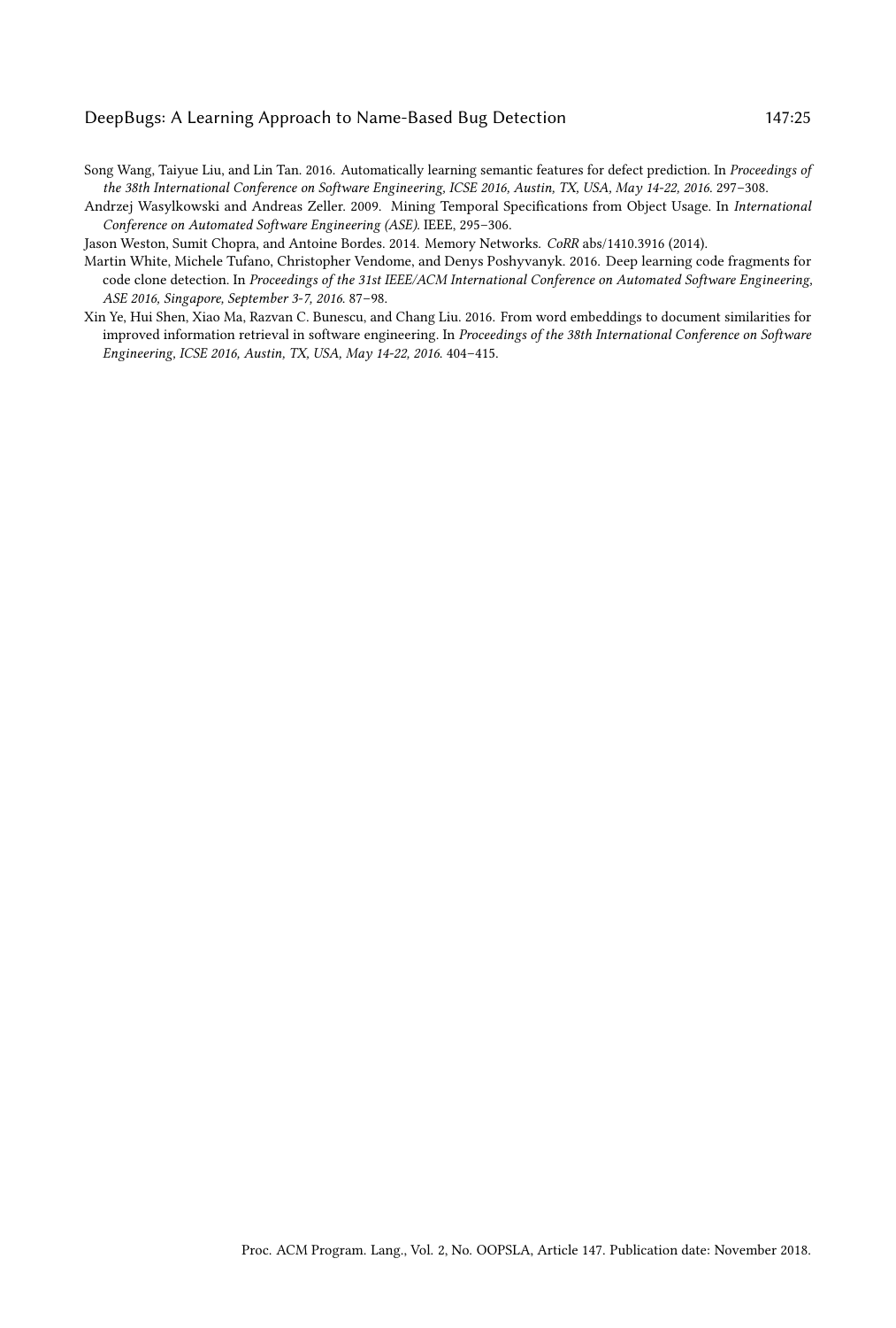Song Wang, Taiyue Liu, and Lin Tan. 2016. Automatically learning semantic features for defect prediction. In *Proceedings of the 38th International Conference on Software Engineering, ICSE 2016, Austin, TX, USA, May 14-22, 2016*. 297–308.

Andrzej Wasylkowski and Andreas Zeller. 2009. Mining Temporal Specifications from Object Usage. In *International Conference on Automated Software Engineering (ASE)*. IEEE, 295–306.

Jason Weston, Sumit Chopra, and Antoine Bordes. 2014. Memory Networks. *CoRR* abs/1410.3916 (2014).

Martin White, Michele Tufano, Christopher Vendome, and Denys Poshyvanyk. 2016. Deep learning code fragments for code clone detection. In *Proceedings of the 31st IEEE/ACM International Conference on Automated Software Engineering, ASE 2016, Singapore, September 3-7, 2016*. 87–98.

Xin Ye, Hui Shen, Xiao Ma, Razvan C. Bunescu, and Chang Liu. 2016. From word embeddings to document similarities for improved information retrieval in software engineering. In *Proceedings of the 38th International Conference on Software Engineering, ICSE 2016, Austin, TX, USA, May 14-22, 2016*. 404–415.